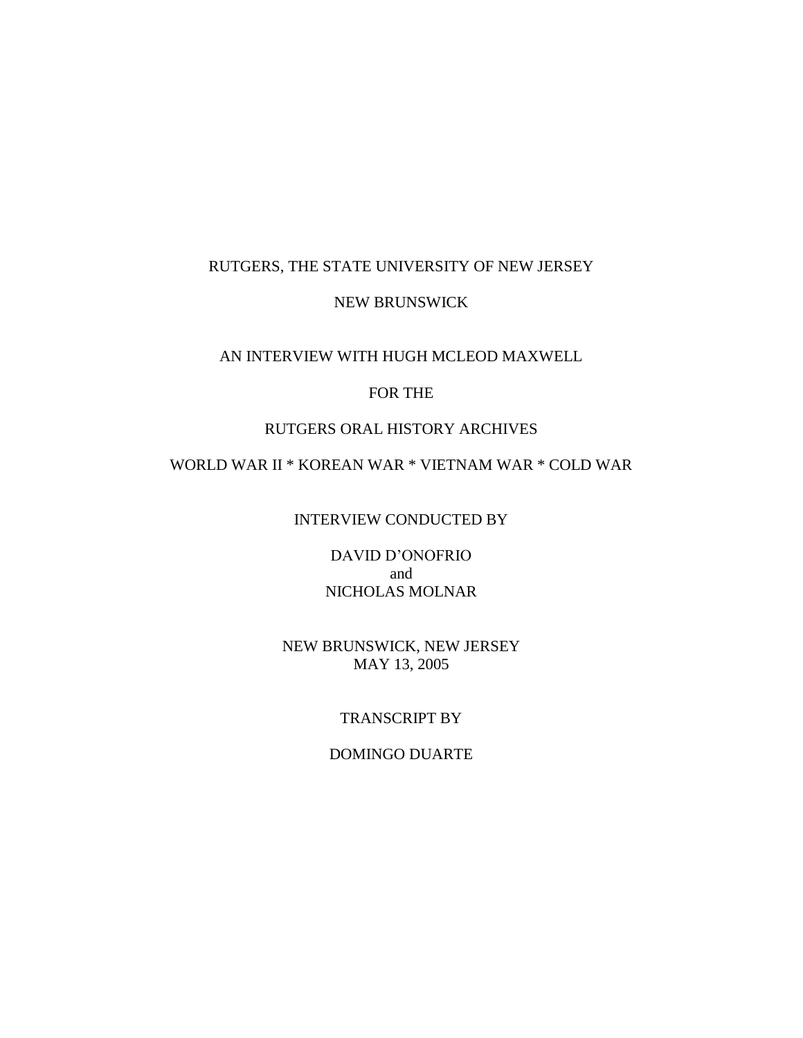RUTGERS, THE STATE UNIVERSITY OF NEW JERSEY

NEW BRUNSWICK

AN INTERVIEW WITH HUGH MCLEOD MAXWELL

FOR THE

RUTGERS ORAL HISTORY ARCHIVES

WORLD WAR II * KOREAN WAR * VIETNAM WAR * COLD WAR

INTERVIEW CONDUCTED BY

DAVID D'ONOFRIO
and
NICHOLAS MOLNAR

NEW BRUNSWICK, NEW JERSEY
MAY 13, 2005

TRANSCRIPT BY

DOMINGO DUARTE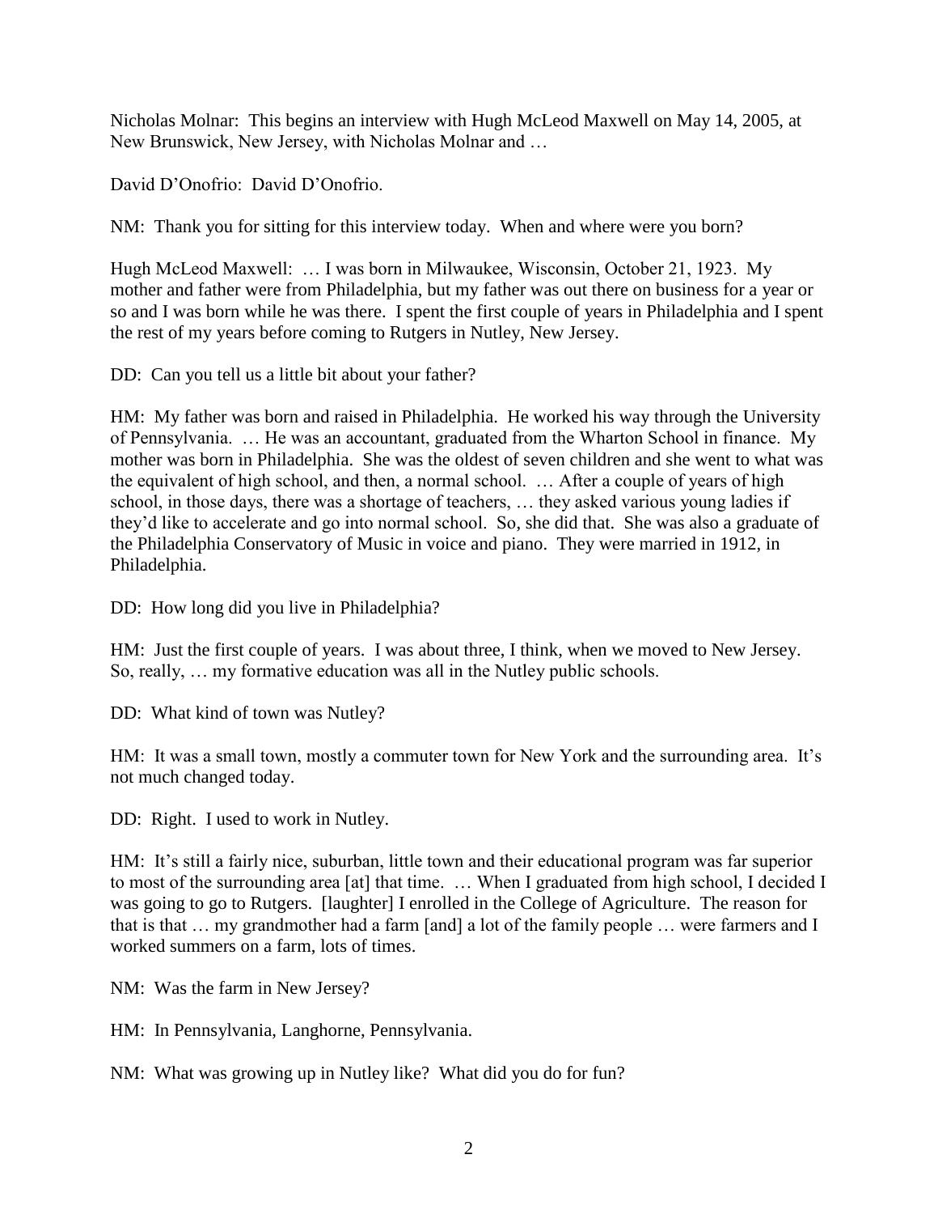Nicholas Molnar: This begins an interview with Hugh McLeod Maxwell on May 14, 2005, at New Brunswick, New Jersey, with Nicholas Molnar and …

David D'Onofrio: David D'Onofrio.

NM: Thank you for sitting for this interview today. When and where were you born?

Hugh McLeod Maxwell: … I was born in Milwaukee, Wisconsin, October 21, 1923. My mother and father were from Philadelphia, but my father was out there on business for a year or so and I was born while he was there. I spent the first couple of years in Philadelphia and I spent the rest of my years before coming to Rutgers in Nutley, New Jersey.

DD: Can you tell us a little bit about your father?

HM: My father was born and raised in Philadelphia. He worked his way through the University of Pennsylvania. … He was an accountant, graduated from the Wharton School in finance. My mother was born in Philadelphia. She was the oldest of seven children and she went to what was the equivalent of high school, and then, a normal school. … After a couple of years of high school, in those days, there was a shortage of teachers, … they asked various young ladies if they'd like to accelerate and go into normal school. So, she did that. She was also a graduate of the Philadelphia Conservatory of Music in voice and piano. They were married in 1912, in Philadelphia.

DD: How long did you live in Philadelphia?

HM: Just the first couple of years. I was about three, I think, when we moved to New Jersey. So, really, … my formative education was all in the Nutley public schools.

DD: What kind of town was Nutley?

HM: It was a small town, mostly a commuter town for New York and the surrounding area. It's not much changed today.

DD: Right. I used to work in Nutley.

HM: It's still a fairly nice, suburban, little town and their educational program was far superior to most of the surrounding area [at] that time. … When I graduated from high school, I decided I was going to go to Rutgers. [laughter] I enrolled in the College of Agriculture. The reason for that is that … my grandmother had a farm [and] a lot of the family people … were farmers and I worked summers on a farm, lots of times.

NM: Was the farm in New Jersey?

HM: In Pennsylvania, Langhorne, Pennsylvania.

NM: What was growing up in Nutley like? What did you do for fun?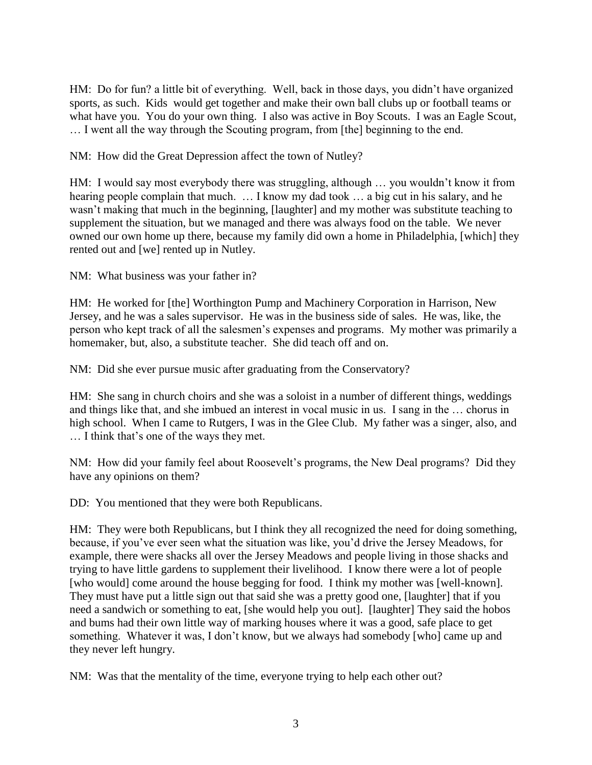HM: Do for fun? a little bit of everything. Well, back in those days, you didn't have organized sports, as such. Kids would get together and make their own ball clubs up or football teams or what have you. You do your own thing. I also was active in Boy Scouts. I was an Eagle Scout, … I went all the way through the Scouting program, from [the] beginning to the end.

NM: How did the Great Depression affect the town of Nutley?

HM: I would say most everybody there was struggling, although … you wouldn't know it from hearing people complain that much. … I know my dad took … a big cut in his salary, and he wasn't making that much in the beginning, [laughter] and my mother was substitute teaching to supplement the situation, but we managed and there was always food on the table. We never owned our own home up there, because my family did own a home in Philadelphia, [which] they rented out and [we] rented up in Nutley.

NM: What business was your father in?

HM: He worked for [the] Worthington Pump and Machinery Corporation in Harrison, New Jersey, and he was a sales supervisor. He was in the business side of sales. He was, like, the person who kept track of all the salesmen's expenses and programs. My mother was primarily a homemaker, but, also, a substitute teacher. She did teach off and on.

NM: Did she ever pursue music after graduating from the Conservatory?

HM: She sang in church choirs and she was a soloist in a number of different things, weddings and things like that, and she imbued an interest in vocal music in us. I sang in the … chorus in high school. When I came to Rutgers, I was in the Glee Club. My father was a singer, also, and … I think that's one of the ways they met.

NM: How did your family feel about Roosevelt's programs, the New Deal programs? Did they have any opinions on them?

DD: You mentioned that they were both Republicans.

HM: They were both Republicans, but I think they all recognized the need for doing something, because, if you've ever seen what the situation was like, you'd drive the Jersey Meadows, for example, there were shacks all over the Jersey Meadows and people living in those shacks and trying to have little gardens to supplement their livelihood. I know there were a lot of people [who would] come around the house begging for food. I think my mother was [well-known]. They must have put a little sign out that said she was a pretty good one, [laughter] that if you need a sandwich or something to eat, [she would help you out]. [laughter] They said the hobos and bums had their own little way of marking houses where it was a good, safe place to get something. Whatever it was, I don't know, but we always had somebody [who] came up and they never left hungry.

NM: Was that the mentality of the time, everyone trying to help each other out?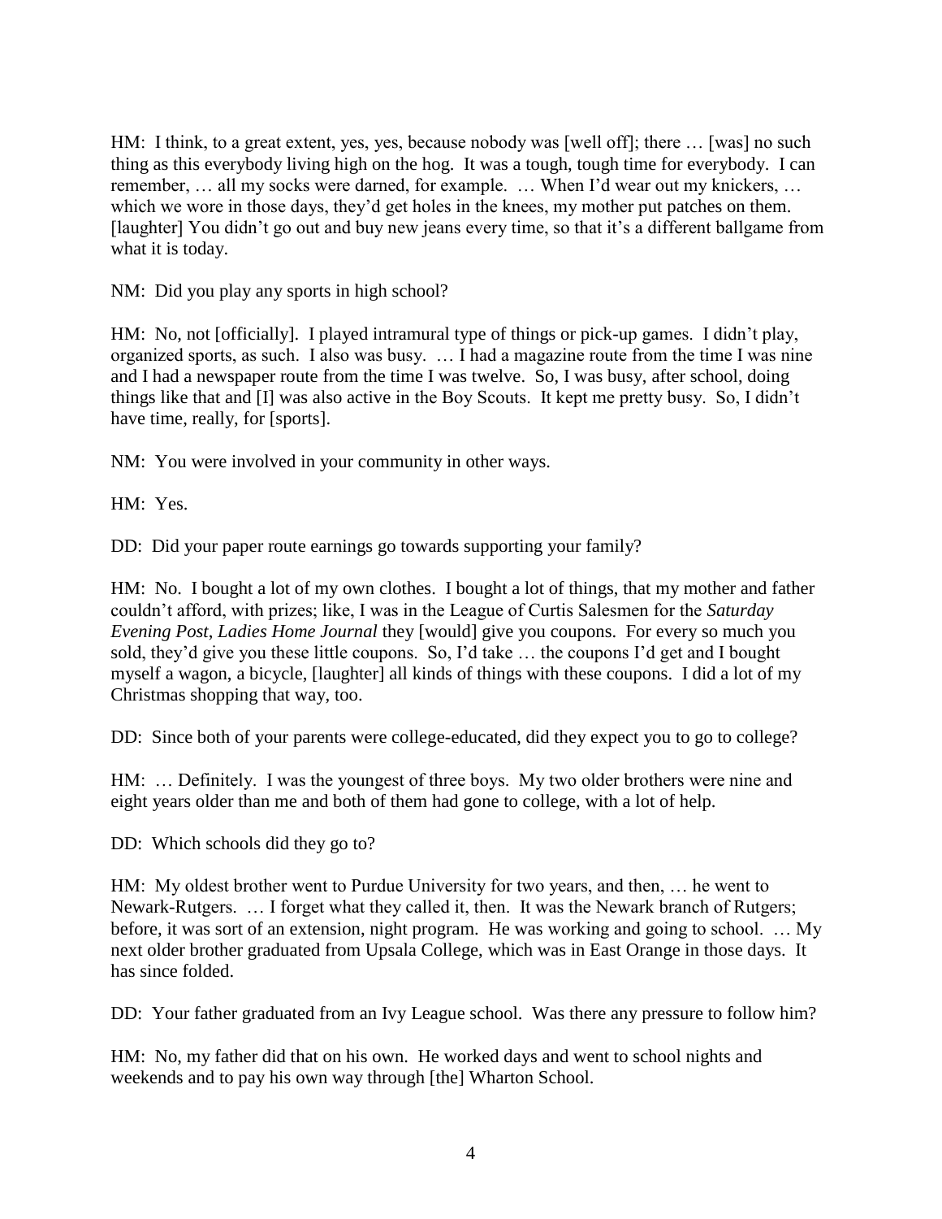HM: I think, to a great extent, yes, yes, because nobody was [well off]; there … [was] no such thing as this everybody living high on the hog. It was a tough, tough time for everybody. I can remember, … all my socks were darned, for example. … When I'd wear out my knickers, … which we wore in those days, they'd get holes in the knees, my mother put patches on them. [laughter] You didn't go out and buy new jeans every time, so that it's a different ballgame from what it is today.

NM: Did you play any sports in high school?

HM: No, not [officially]. I played intramural type of things or pick-up games. I didn't play, organized sports, as such. I also was busy. … I had a magazine route from the time I was nine and I had a newspaper route from the time I was twelve. So, I was busy, after school, doing things like that and [I] was also active in the Boy Scouts. It kept me pretty busy. So, I didn't have time, really, for [sports].

NM: You were involved in your community in other ways.

HM: Yes.

DD: Did your paper route earnings go towards supporting your family?

HM: No. I bought a lot of my own clothes. I bought a lot of things, that my mother and father couldn't afford, with prizes; like, I was in the League of Curtis Salesmen for the *Saturday Evening Post*, *Ladies Home Journal* they [would] give you coupons. For every so much you sold, they'd give you these little coupons. So, I'd take … the coupons I'd get and I bought myself a wagon, a bicycle, [laughter] all kinds of things with these coupons. I did a lot of my Christmas shopping that way, too.

DD: Since both of your parents were college-educated, did they expect you to go to college?

HM: … Definitely. I was the youngest of three boys. My two older brothers were nine and eight years older than me and both of them had gone to college, with a lot of help.

DD: Which schools did they go to?

HM: My oldest brother went to Purdue University for two years, and then, … he went to Newark-Rutgers. … I forget what they called it, then. It was the Newark branch of Rutgers; before, it was sort of an extension, night program. He was working and going to school. … My next older brother graduated from Upsala College, which was in East Orange in those days. It has since folded.

DD: Your father graduated from an Ivy League school. Was there any pressure to follow him?

HM: No, my father did that on his own. He worked days and went to school nights and weekends and to pay his own way through [the] Wharton School.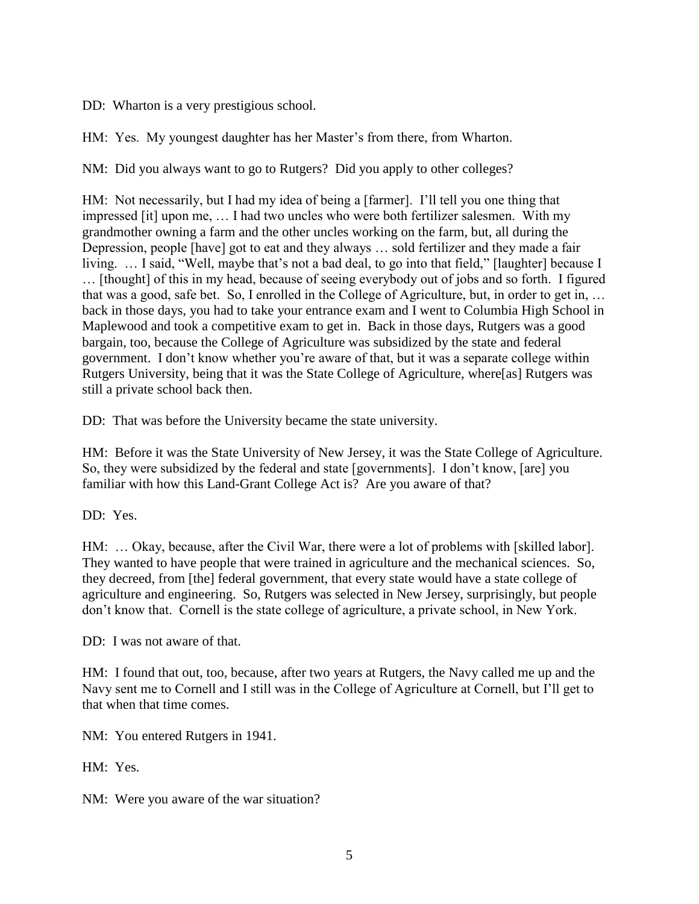DD: Wharton is a very prestigious school.

HM: Yes. My youngest daughter has her Master's from there, from Wharton.

NM: Did you always want to go to Rutgers? Did you apply to other colleges?

HM: Not necessarily, but I had my idea of being a [farmer]. I'll tell you one thing that impressed [it] upon me, … I had two uncles who were both fertilizer salesmen. With my grandmother owning a farm and the other uncles working on the farm, but, all during the Depression, people [have] got to eat and they always … sold fertilizer and they made a fair living. … I said, "Well, maybe that's not a bad deal, to go into that field," [laughter] because I … [thought] of this in my head, because of seeing everybody out of jobs and so forth. I figured that was a good, safe bet. So, I enrolled in the College of Agriculture, but, in order to get in, … back in those days, you had to take your entrance exam and I went to Columbia High School in Maplewood and took a competitive exam to get in. Back in those days, Rutgers was a good bargain, too, because the College of Agriculture was subsidized by the state and federal government. I don't know whether you're aware of that, but it was a separate college within Rutgers University, being that it was the State College of Agriculture, where[as] Rutgers was still a private school back then.

DD: That was before the University became the state university.

HM: Before it was the State University of New Jersey, it was the State College of Agriculture. So, they were subsidized by the federal and state [governments]. I don't know, [are] you familiar with how this Land-Grant College Act is? Are you aware of that?

DD: Yes.

HM: … Okay, because, after the Civil War, there were a lot of problems with [skilled labor]. They wanted to have people that were trained in agriculture and the mechanical sciences. So, they decreed, from [the] federal government, that every state would have a state college of agriculture and engineering. So, Rutgers was selected in New Jersey, surprisingly, but people don't know that. Cornell is the state college of agriculture, a private school, in New York.

DD: I was not aware of that.

HM: I found that out, too, because, after two years at Rutgers, the Navy called me up and the Navy sent me to Cornell and I still was in the College of Agriculture at Cornell, but I'll get to that when that time comes.

NM: You entered Rutgers in 1941.

HM: Yes.

NM: Were you aware of the war situation?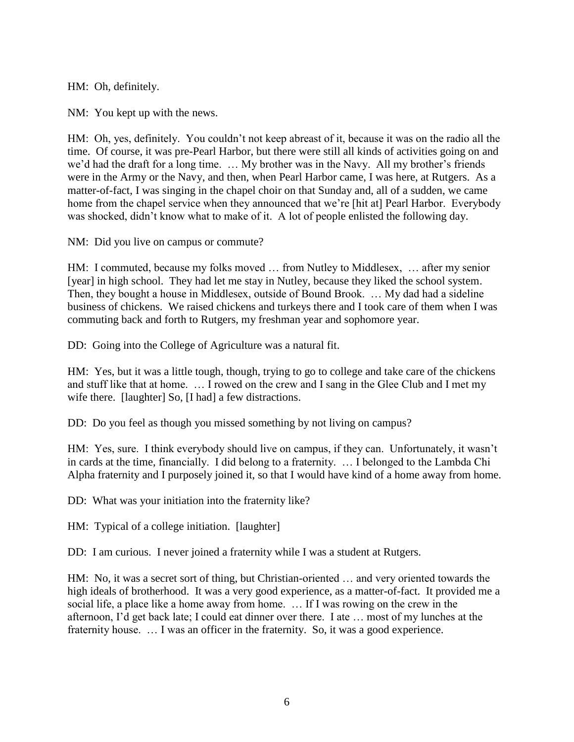HM: Oh, definitely.

NM: You kept up with the news.

HM: Oh, yes, definitely. You couldn't not keep abreast of it, because it was on the radio all the time. Of course, it was pre-Pearl Harbor, but there were still all kinds of activities going on and we'd had the draft for a long time. … My brother was in the Navy. All my brother's friends were in the Army or the Navy, and then, when Pearl Harbor came, I was here, at Rutgers. As a matter-of-fact, I was singing in the chapel choir on that Sunday and, all of a sudden, we came home from the chapel service when they announced that we're [hit at] Pearl Harbor. Everybody was shocked, didn't know what to make of it. A lot of people enlisted the following day.

NM: Did you live on campus or commute?

HM: I commuted, because my folks moved … from Nutley to Middlesex, … after my senior [year] in high school. They had let me stay in Nutley, because they liked the school system. Then, they bought a house in Middlesex, outside of Bound Brook. … My dad had a sideline business of chickens. We raised chickens and turkeys there and I took care of them when I was commuting back and forth to Rutgers, my freshman year and sophomore year.

DD: Going into the College of Agriculture was a natural fit.

HM: Yes, but it was a little tough, though, trying to go to college and take care of the chickens and stuff like that at home. … I rowed on the crew and I sang in the Glee Club and I met my wife there. [laughter] So, [I had] a few distractions.

DD: Do you feel as though you missed something by not living on campus?

HM: Yes, sure. I think everybody should live on campus, if they can. Unfortunately, it wasn't in cards at the time, financially. I did belong to a fraternity. … I belonged to the Lambda Chi Alpha fraternity and I purposely joined it, so that I would have kind of a home away from home.

DD: What was your initiation into the fraternity like?

HM: Typical of a college initiation. [laughter]

DD: I am curious. I never joined a fraternity while I was a student at Rutgers.

HM: No, it was a secret sort of thing, but Christian-oriented … and very oriented towards the high ideals of brotherhood. It was a very good experience, as a matter-of-fact. It provided me a social life, a place like a home away from home. … If I was rowing on the crew in the afternoon, I'd get back late; I could eat dinner over there. I ate … most of my lunches at the fraternity house. … I was an officer in the fraternity. So, it was a good experience.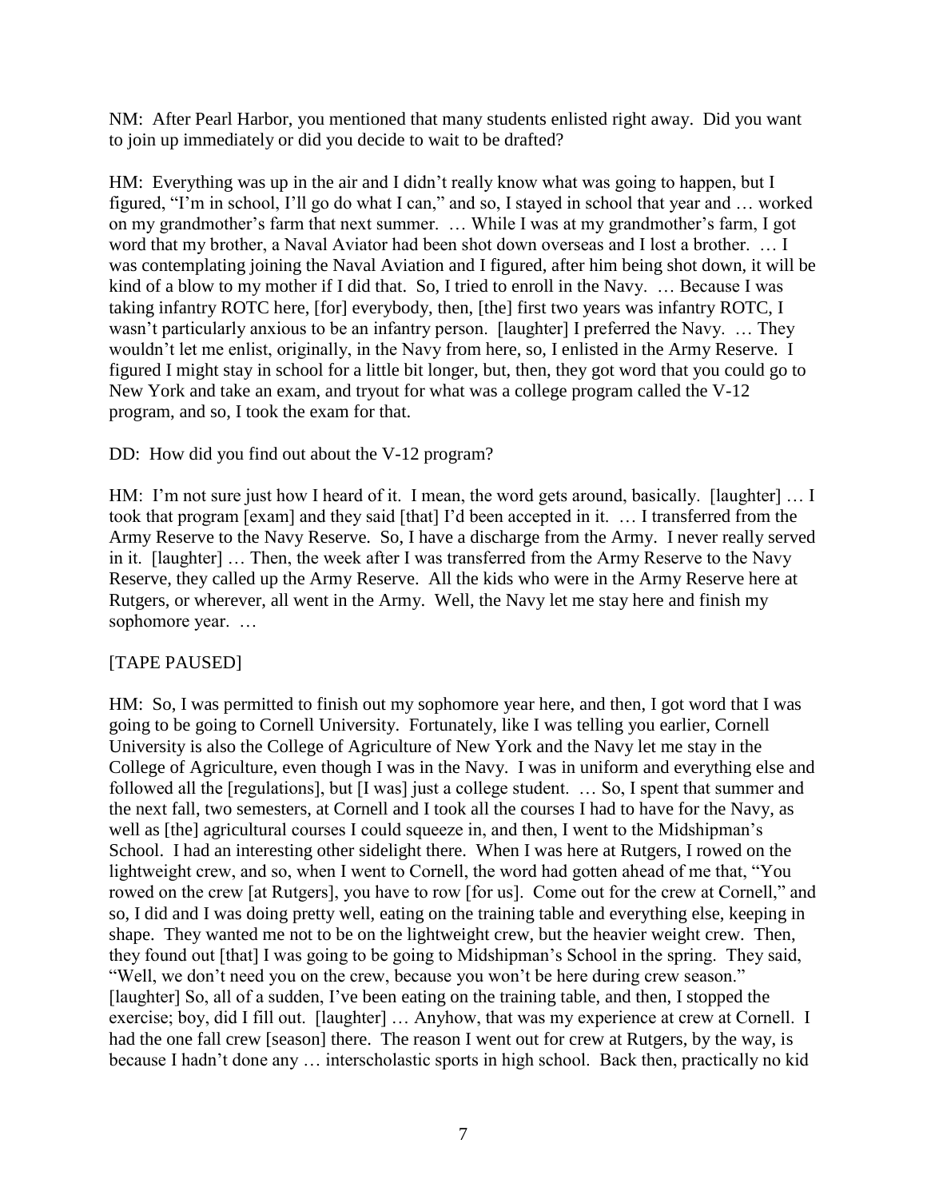NM: After Pearl Harbor, you mentioned that many students enlisted right away. Did you want to join up immediately or did you decide to wait to be drafted?

HM: Everything was up in the air and I didn't really know what was going to happen, but I figured, "I'm in school, I'll go do what I can," and so, I stayed in school that year and … worked on my grandmother's farm that next summer. … While I was at my grandmother's farm, I got word that my brother, a Naval Aviator had been shot down overseas and I lost a brother. … I was contemplating joining the Naval Aviation and I figured, after him being shot down, it will be kind of a blow to my mother if I did that. So, I tried to enroll in the Navy. … Because I was taking infantry ROTC here, [for] everybody, then, [the] first two years was infantry ROTC, I wasn't particularly anxious to be an infantry person. [laughter] I preferred the Navy. … They wouldn't let me enlist, originally, in the Navy from here, so, I enlisted in the Army Reserve. I figured I might stay in school for a little bit longer, but, then, they got word that you could go to New York and take an exam, and tryout for what was a college program called the V-12 program, and so, I took the exam for that.

DD: How did you find out about the V-12 program?

HM: I'm not sure just how I heard of it. I mean, the word gets around, basically. [laughter] … I took that program [exam] and they said [that] I'd been accepted in it. … I transferred from the Army Reserve to the Navy Reserve. So, I have a discharge from the Army. I never really served in it. [laughter] … Then, the week after I was transferred from the Army Reserve to the Navy Reserve, they called up the Army Reserve. All the kids who were in the Army Reserve here at Rutgers, or wherever, all went in the Army. Well, the Navy let me stay here and finish my sophomore year. …

[TAPE PAUSED]

HM: So, I was permitted to finish out my sophomore year here, and then, I got word that I was going to be going to Cornell University. Fortunately, like I was telling you earlier, Cornell University is also the College of Agriculture of New York and the Navy let me stay in the College of Agriculture, even though I was in the Navy. I was in uniform and everything else and followed all the [regulations], but [I was] just a college student. … So, I spent that summer and the next fall, two semesters, at Cornell and I took all the courses I had to have for the Navy, as well as [the] agricultural courses I could squeeze in, and then, I went to the Midshipman's School. I had an interesting other sidelight there. When I was here at Rutgers, I rowed on the lightweight crew, and so, when I went to Cornell, the word had gotten ahead of me that, "You rowed on the crew [at Rutgers], you have to row [for us]. Come out for the crew at Cornell," and so, I did and I was doing pretty well, eating on the training table and everything else, keeping in shape. They wanted me not to be on the lightweight crew, but the heavier weight crew. Then, they found out [that] I was going to be going to Midshipman's School in the spring. They said, "Well, we don't need you on the crew, because you won't be here during crew season." [laughter] So, all of a sudden, I've been eating on the training table, and then, I stopped the exercise; boy, did I fill out. [laughter] … Anyhow, that was my experience at crew at Cornell. I had the one fall crew [season] there. The reason I went out for crew at Rutgers, by the way, is because I hadn't done any … interscholastic sports in high school. Back then, practically no kid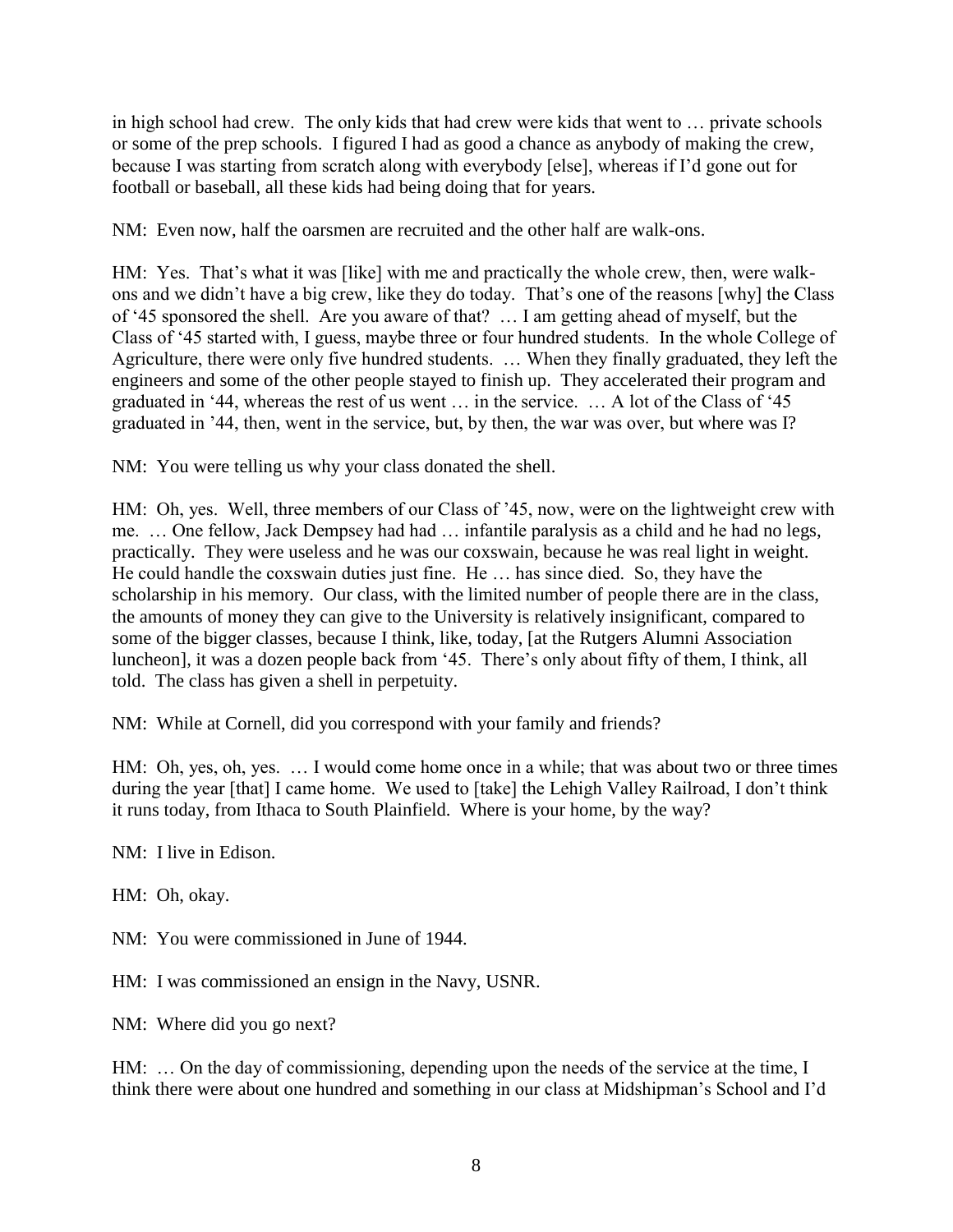in high school had crew. The only kids that had crew were kids that went to … private schools or some of the prep schools. I figured I had as good a chance as anybody of making the crew, because I was starting from scratch along with everybody [else], whereas if I'd gone out for football or baseball, all these kids had being doing that for years.

NM: Even now, half the oarsmen are recruited and the other half are walk-ons.

HM: Yes. That's what it was [like] with me and practically the whole crew, then, were walk-ons and we didn't have a big crew, like they do today. That's one of the reasons [why] the Class of '45 sponsored the shell. Are you aware of that? … I am getting ahead of myself, but the Class of '45 started with, I guess, maybe three or four hundred students. In the whole College of Agriculture, there were only five hundred students. … When they finally graduated, they left the engineers and some of the other people stayed to finish up. They accelerated their program and graduated in '44, whereas the rest of us went … in the service. … A lot of the Class of '45 graduated in '44, then, went in the service, but, by then, the war was over, but where was I?

NM: You were telling us why your class donated the shell.

HM: Oh, yes. Well, three members of our Class of '45, now, were on the lightweight crew with me. … One fellow, Jack Dempsey had had … infantile paralysis as a child and he had no legs, practically. They were useless and he was our coxswain, because he was real light in weight. He could handle the coxswain duties just fine. He … has since died. So, they have the scholarship in his memory. Our class, with the limited number of people there are in the class, the amounts of money they can give to the University is relatively insignificant, compared to some of the bigger classes, because I think, like, today, [at the Rutgers Alumni Association luncheon], it was a dozen people back from '45. There's only about fifty of them, I think, all told. The class has given a shell in perpetuity.

NM: While at Cornell, did you correspond with your family and friends?

HM: Oh, yes, oh, yes. … I would come home once in a while; that was about two or three times during the year [that] I came home. We used to [take] the Lehigh Valley Railroad, I don't think it runs today, from Ithaca to South Plainfield. Where is your home, by the way?

NM: I live in Edison.

HM: Oh, okay.

NM: You were commissioned in June of 1944.

HM: I was commissioned an ensign in the Navy, USNR.

NM: Where did you go next?

HM: … On the day of commissioning, depending upon the needs of the service at the time, I think there were about one hundred and something in our class at Midshipman's School and I'd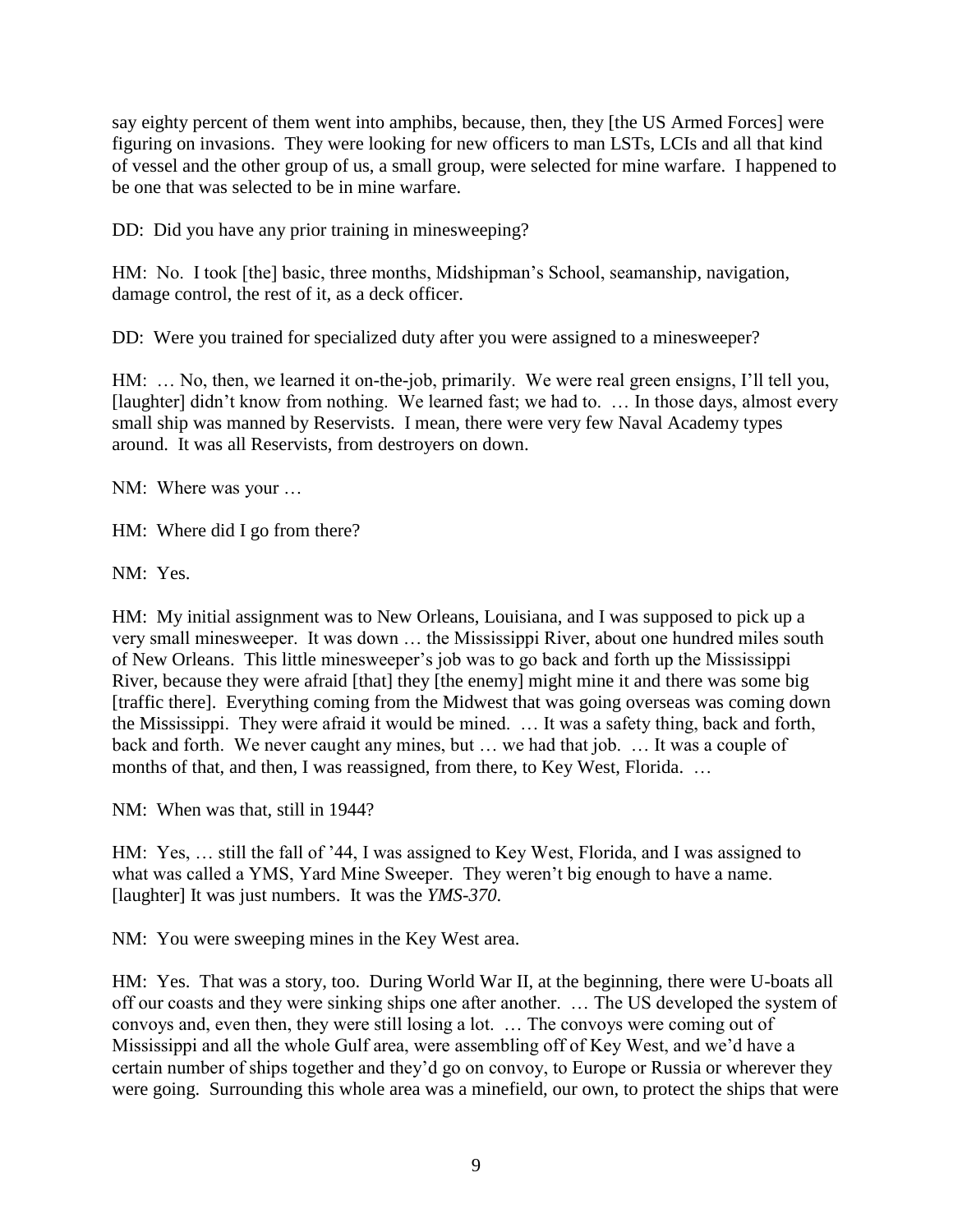say eighty percent of them went into amphibs, because, then, they [the US Armed Forces] were figuring on invasions. They were looking for new officers to man LSTs, LCIs and all that kind of vessel and the other group of us, a small group, were selected for mine warfare. I happened to be one that was selected to be in mine warfare.

DD: Did you have any prior training in minesweeping?

HM: No. I took [the] basic, three months, Midshipman's School, seamanship, navigation, damage control, the rest of it, as a deck officer.

DD: Were you trained for specialized duty after you were assigned to a minesweeper?

HM: … No, then, we learned it on-the-job, primarily. We were real green ensigns, I'll tell you, [laughter] didn't know from nothing. We learned fast; we had to. … In those days, almost every small ship was manned by Reservists. I mean, there were very few Naval Academy types around. It was all Reservists, from destroyers on down.

NM: Where was your …

HM: Where did I go from there?

NM: Yes.

HM: My initial assignment was to New Orleans, Louisiana, and I was supposed to pick up a very small minesweeper. It was down … the Mississippi River, about one hundred miles south of New Orleans. This little minesweeper's job was to go back and forth up the Mississippi River, because they were afraid [that] they [the enemy] might mine it and there was some big [traffic there]. Everything coming from the Midwest that was going overseas was coming down the Mississippi. They were afraid it would be mined. … It was a safety thing, back and forth, back and forth. We never caught any mines, but … we had that job. … It was a couple of months of that, and then, I was reassigned, from there, to Key West, Florida. …

NM: When was that, still in 1944?

HM: Yes, … still the fall of '44, I was assigned to Key West, Florida, and I was assigned to what was called a YMS, Yard Mine Sweeper. They weren't big enough to have a name. [laughter] It was just numbers. It was the *YMS-370*.

NM: You were sweeping mines in the Key West area.

HM: Yes. That was a story, too. During World War II, at the beginning, there were U-boats all off our coasts and they were sinking ships one after another. … The US developed the system of convoys and, even then, they were still losing a lot. … The convoys were coming out of Mississippi and all the whole Gulf area, were assembling off of Key West, and we'd have a certain number of ships together and they'd go on convoy, to Europe or Russia or wherever they were going. Surrounding this whole area was a minefield, our own, to protect the ships that were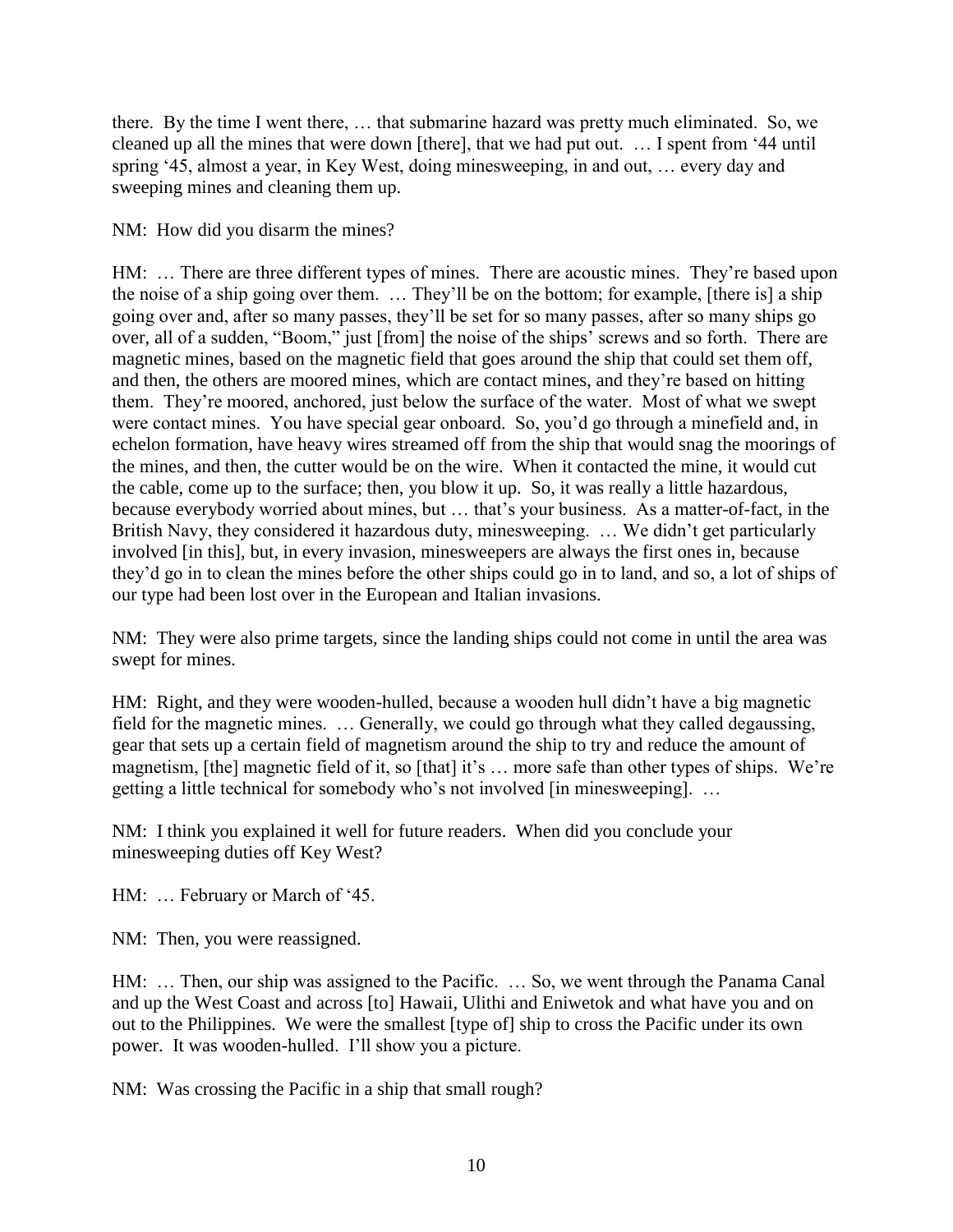there. By the time I went there, … that submarine hazard was pretty much eliminated. So, we cleaned up all the mines that were down [there], that we had put out. … I spent from '44 until spring '45, almost a year, in Key West, doing minesweeping, in and out, … every day and sweeping mines and cleaning them up.

NM: How did you disarm the mines?

HM: … There are three different types of mines. There are acoustic mines. They're based upon the noise of a ship going over them. … They'll be on the bottom; for example, [there is] a ship going over and, after so many passes, they'll be set for so many passes, after so many ships go over, all of a sudden, "Boom," just [from] the noise of the ships' screws and so forth. There are magnetic mines, based on the magnetic field that goes around the ship that could set them off, and then, the others are moored mines, which are contact mines, and they're based on hitting them. They're moored, anchored, just below the surface of the water. Most of what we swept were contact mines. You have special gear onboard. So, you'd go through a minefield and, in echelon formation, have heavy wires streamed off from the ship that would snag the moorings of the mines, and then, the cutter would be on the wire. When it contacted the mine, it would cut the cable, come up to the surface; then, you blow it up. So, it was really a little hazardous, because everybody worried about mines, but … that's your business. As a matter-of-fact, in the British Navy, they considered it hazardous duty, minesweeping. … We didn't get particularly involved [in this], but, in every invasion, minesweepers are always the first ones in, because they'd go in to clean the mines before the other ships could go in to land, and so, a lot of ships of our type had been lost over in the European and Italian invasions.

NM: They were also prime targets, since the landing ships could not come in until the area was swept for mines.

HM: Right, and they were wooden-hulled, because a wooden hull didn't have a big magnetic field for the magnetic mines. … Generally, we could go through what they called degaussing, gear that sets up a certain field of magnetism around the ship to try and reduce the amount of magnetism, [the] magnetic field of it, so [that] it's … more safe than other types of ships. We're getting a little technical for somebody who's not involved [in minesweeping]. …

NM: I think you explained it well for future readers. When did you conclude your minesweeping duties off Key West?

HM: … February or March of '45.

NM: Then, you were reassigned.

HM: … Then, our ship was assigned to the Pacific. … So, we went through the Panama Canal and up the West Coast and across [to] Hawaii, Ulithi and Eniwetok and what have you and on out to the Philippines. We were the smallest [type of] ship to cross the Pacific under its own power. It was wooden-hulled. I'll show you a picture.

NM: Was crossing the Pacific in a ship that small rough?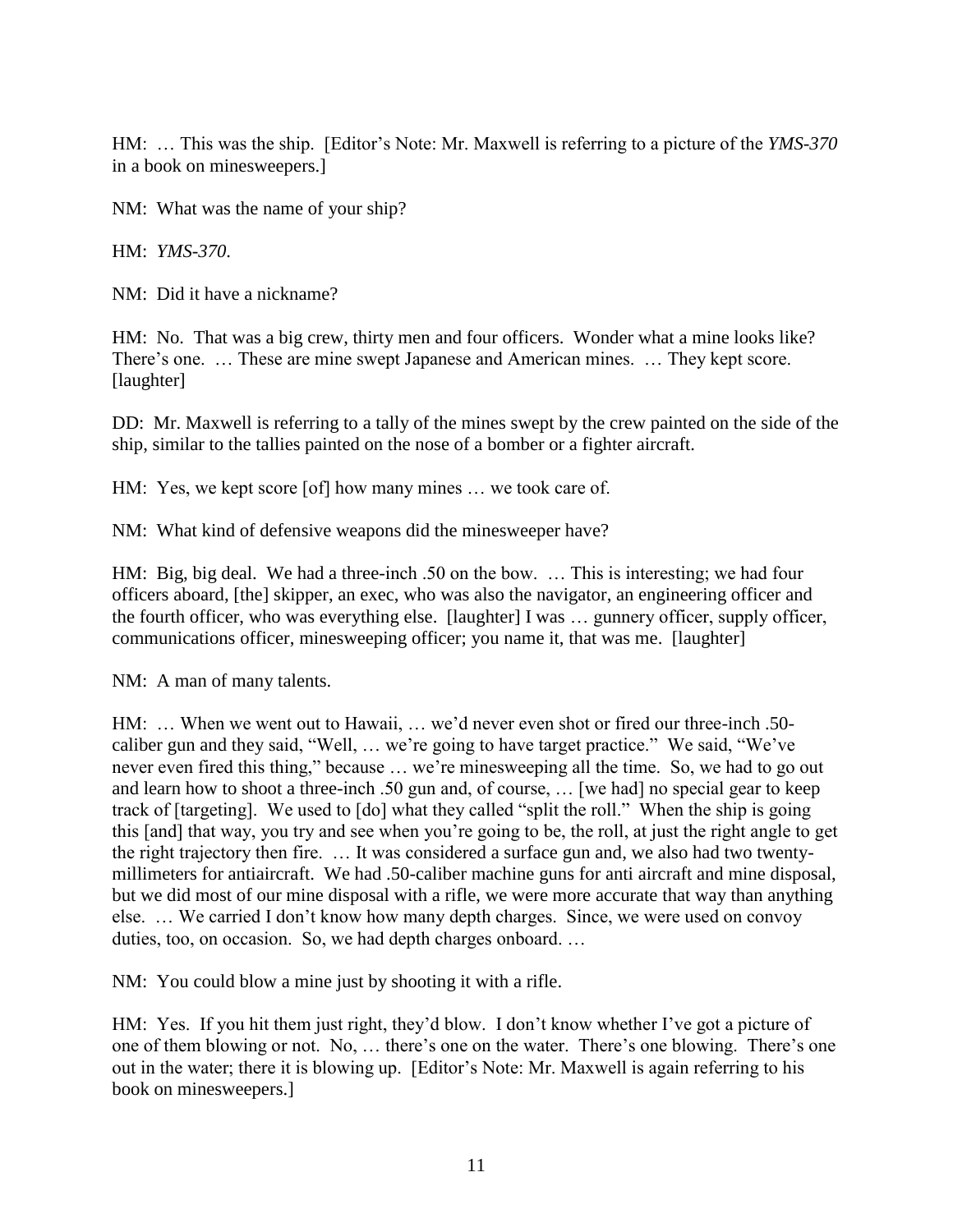HM: … This was the ship. [Editor's Note: Mr. Maxwell is referring to a picture of the *YMS-370* in a book on minesweepers.]

NM: What was the name of your ship?

HM: *YMS-370*.

NM: Did it have a nickname?

HM: No. That was a big crew, thirty men and four officers. Wonder what a mine looks like? There's one. … These are mine swept Japanese and American mines. … They kept score. [laughter]

DD: Mr. Maxwell is referring to a tally of the mines swept by the crew painted on the side of the ship, similar to the tallies painted on the nose of a bomber or a fighter aircraft.

HM: Yes, we kept score [of] how many mines … we took care of.

NM: What kind of defensive weapons did the minesweeper have?

HM: Big, big deal. We had a three-inch .50 on the bow. … This is interesting; we had four officers aboard, [the] skipper, an exec, who was also the navigator, an engineering officer and the fourth officer, who was everything else. [laughter] I was … gunnery officer, supply officer, communications officer, minesweeping officer; you name it, that was me. [laughter]

NM: A man of many talents.

HM: … When we went out to Hawaii, … we'd never even shot or fired our three-inch .50-caliber gun and they said, "Well, … we're going to have target practice." We said, "We've never even fired this thing," because … we're minesweeping all the time. So, we had to go out and learn how to shoot a three-inch .50 gun and, of course, … [we had] no special gear to keep track of [targeting]. We used to [do] what they called "split the roll." When the ship is going this [and] that way, you try and see when you're going to be, the roll, at just the right angle to get the right trajectory then fire. … It was considered a surface gun and, we also had two twenty-millimeters for antiaircraft. We had .50-caliber machine guns for anti aircraft and mine disposal, but we did most of our mine disposal with a rifle, we were more accurate that way than anything else. … We carried I don't know how many depth charges. Since, we were used on convoy duties, too, on occasion. So, we had depth charges onboard. …

NM: You could blow a mine just by shooting it with a rifle.

HM: Yes. If you hit them just right, they'd blow. I don't know whether I've got a picture of one of them blowing or not. No, … there's one on the water. There's one blowing. There's one out in the water; there it is blowing up. [Editor's Note: Mr. Maxwell is again referring to his book on minesweepers.]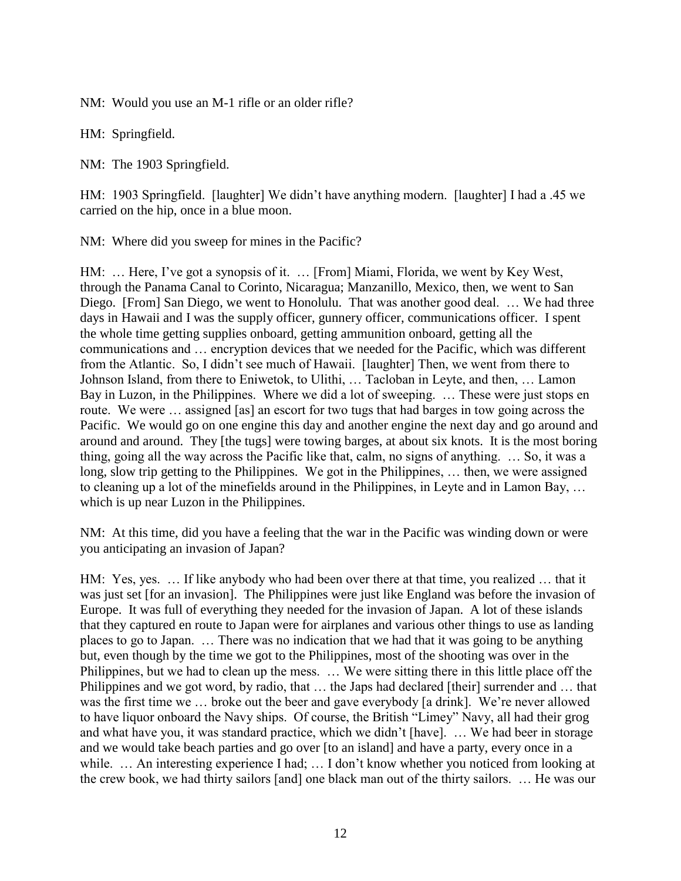NM: Would you use an M-1 rifle or an older rifle?

HM: Springfield.

NM: The 1903 Springfield.

HM: 1903 Springfield. [laughter] We didn't have anything modern. [laughter] I had a .45 we carried on the hip, once in a blue moon.

NM: Where did you sweep for mines in the Pacific?

HM: … Here, I've got a synopsis of it. … [From] Miami, Florida, we went by Key West, through the Panama Canal to Corinto, Nicaragua; Manzanillo, Mexico, then, we went to San Diego. [From] San Diego, we went to Honolulu. That was another good deal. … We had three days in Hawaii and I was the supply officer, gunnery officer, communications officer. I spent the whole time getting supplies onboard, getting ammunition onboard, getting all the communications and … encryption devices that we needed for the Pacific, which was different from the Atlantic. So, I didn't see much of Hawaii. [laughter] Then, we went from there to Johnson Island, from there to Eniwetok, to Ulithi, … Tacloban in Leyte, and then, … Lamon Bay in Luzon, in the Philippines. Where we did a lot of sweeping. … These were just stops en route. We were … assigned [as] an escort for two tugs that had barges in tow going across the Pacific. We would go on one engine this day and another engine the next day and go around and around and around. They [the tugs] were towing barges, at about six knots. It is the most boring thing, going all the way across the Pacific like that, calm, no signs of anything. … So, it was a long, slow trip getting to the Philippines. We got in the Philippines, … then, we were assigned to cleaning up a lot of the minefields around in the Philippines, in Leyte and in Lamon Bay, … which is up near Luzon in the Philippines.

NM: At this time, did you have a feeling that the war in the Pacific was winding down or were you anticipating an invasion of Japan?

HM: Yes, yes. … If like anybody who had been over there at that time, you realized … that it was just set [for an invasion]. The Philippines were just like England was before the invasion of Europe. It was full of everything they needed for the invasion of Japan. A lot of these islands that they captured en route to Japan were for airplanes and various other things to use as landing places to go to Japan. … There was no indication that we had that it was going to be anything but, even though by the time we got to the Philippines, most of the shooting was over in the Philippines, but we had to clean up the mess. … We were sitting there in this little place off the Philippines and we got word, by radio, that … the Japs had declared [their] surrender and … that was the first time we … broke out the beer and gave everybody [a drink]. We're never allowed to have liquor onboard the Navy ships. Of course, the British "Limey" Navy, all had their grog and what have you, it was standard practice, which we didn't [have]. … We had beer in storage and we would take beach parties and go over [to an island] and have a party, every once in a while. … An interesting experience I had; … I don't know whether you noticed from looking at the crew book, we had thirty sailors [and] one black man out of the thirty sailors. … He was our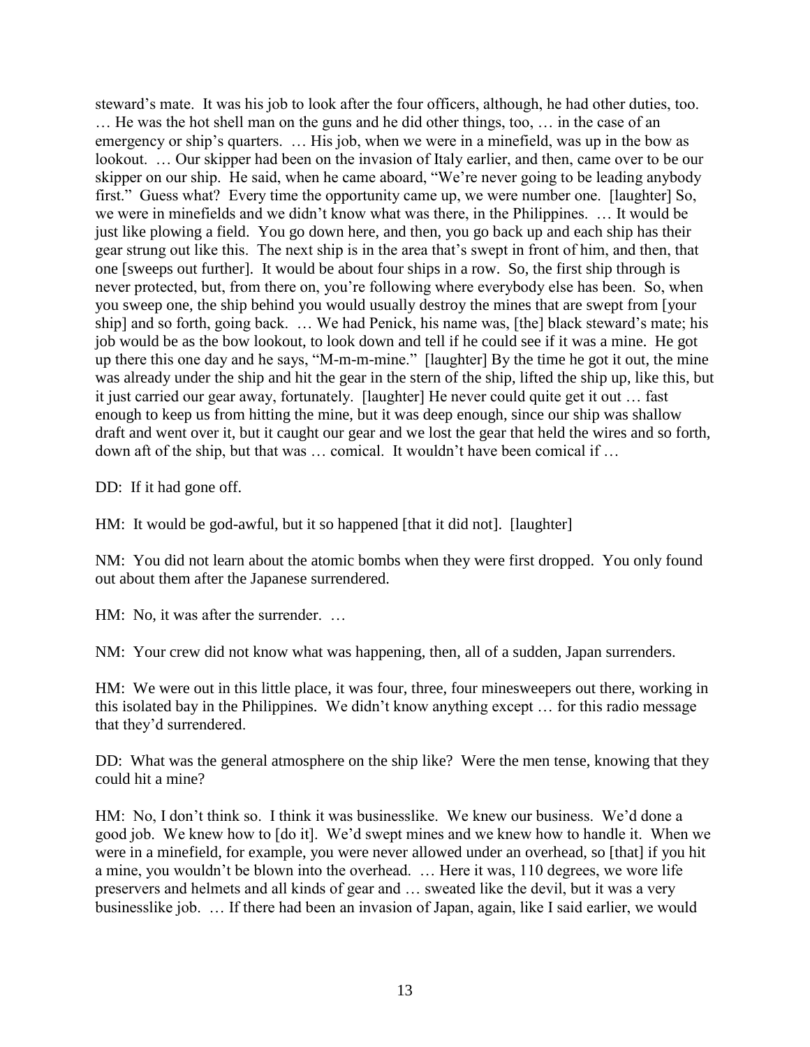steward's mate. It was his job to look after the four officers, although, he had other duties, too. … He was the hot shell man on the guns and he did other things, too, … in the case of an emergency or ship's quarters. … His job, when we were in a minefield, was up in the bow as lookout. … Our skipper had been on the invasion of Italy earlier, and then, came over to be our skipper on our ship. He said, when he came aboard, "We're never going to be leading anybody first." Guess what? Every time the opportunity came up, we were number one. [laughter] So, we were in minefields and we didn't know what was there, in the Philippines. … It would be just like plowing a field. You go down here, and then, you go back up and each ship has their gear strung out like this. The next ship is in the area that's swept in front of him, and then, that one [sweeps out further]. It would be about four ships in a row. So, the first ship through is never protected, but, from there on, you're following where everybody else has been. So, when you sweep one, the ship behind you would usually destroy the mines that are swept from [your ship] and so forth, going back. … We had Penick, his name was, [the] black steward's mate; his job would be as the bow lookout, to look down and tell if he could see if it was a mine. He got up there this one day and he says, "M-m-m-mine." [laughter] By the time he got it out, the mine was already under the ship and hit the gear in the stern of the ship, lifted the ship up, like this, but it just carried our gear away, fortunately. [laughter] He never could quite get it out … fast enough to keep us from hitting the mine, but it was deep enough, since our ship was shallow draft and went over it, but it caught our gear and we lost the gear that held the wires and so forth, down aft of the ship, but that was … comical. It wouldn't have been comical if …

DD: If it had gone off.

HM: It would be god-awful, but it so happened [that it did not]. [laughter]

NM: You did not learn about the atomic bombs when they were first dropped. You only found out about them after the Japanese surrendered.

HM: No, it was after the surrender. …

NM: Your crew did not know what was happening, then, all of a sudden, Japan surrenders.

HM: We were out in this little place, it was four, three, four minesweepers out there, working in this isolated bay in the Philippines. We didn't know anything except … for this radio message that they'd surrendered.

DD: What was the general atmosphere on the ship like? Were the men tense, knowing that they could hit a mine?

HM: No, I don't think so. I think it was businesslike. We knew our business. We'd done a good job. We knew how to [do it]. We'd swept mines and we knew how to handle it. When we were in a minefield, for example, you were never allowed under an overhead, so [that] if you hit a mine, you wouldn't be blown into the overhead. … Here it was, 110 degrees, we wore life preservers and helmets and all kinds of gear and … sweated like the devil, but it was a very businesslike job. … If there had been an invasion of Japan, again, like I said earlier, we would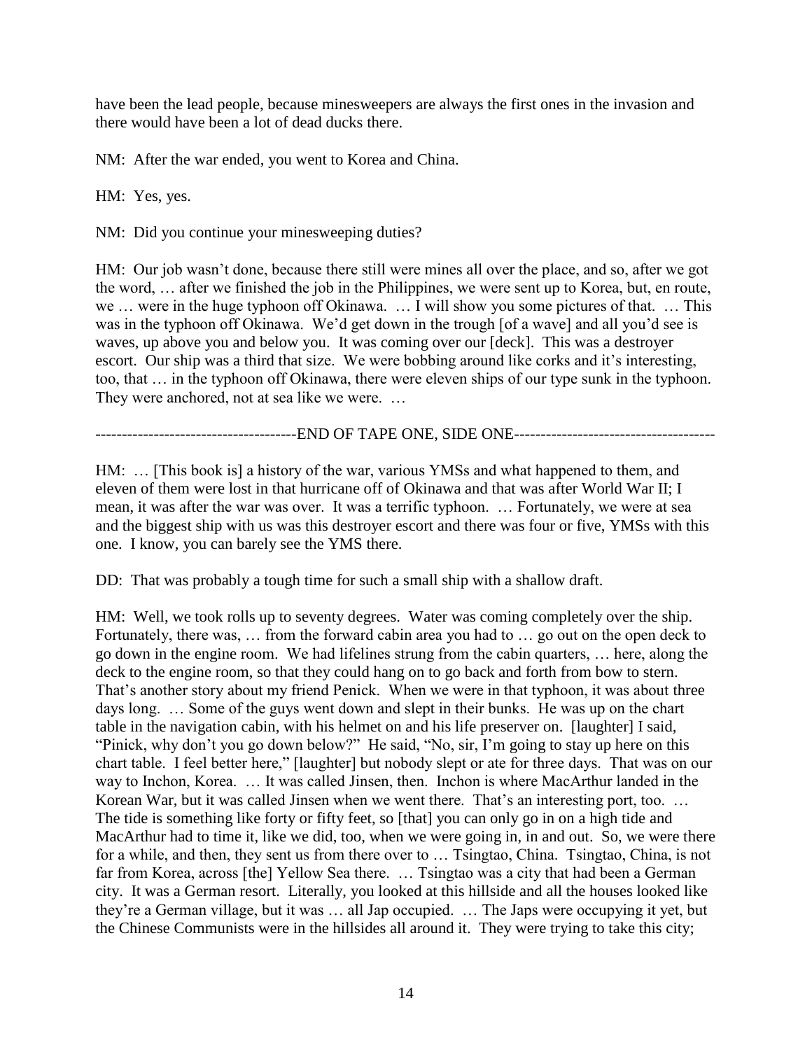have been the lead people, because minesweepers are always the first ones in the invasion and there would have been a lot of dead ducks there.

NM: After the war ended, you went to Korea and China.

HM: Yes, yes.

NM: Did you continue your minesweeping duties?

HM: Our job wasn't done, because there still were mines all over the place, and so, after we got the word, … after we finished the job in the Philippines, we were sent up to Korea, but, en route, we … were in the huge typhoon off Okinawa. … I will show you some pictures of that. … This was in the typhoon off Okinawa. We'd get down in the trough [of a wave] and all you'd see is waves, up above you and below you. It was coming over our [deck]. This was a destroyer escort. Our ship was a third that size. We were bobbing around like corks and it's interesting, too, that … in the typhoon off Okinawa, there were eleven ships of our type sunk in the typhoon. They were anchored, not at sea like we were. …

--------------------------------------END OF TAPE ONE, SIDE ONE--------------------------------------

HM: … [This book is] a history of the war, various YMSs and what happened to them, and eleven of them were lost in that hurricane off of Okinawa and that was after World War II; I mean, it was after the war was over. It was a terrific typhoon. … Fortunately, we were at sea and the biggest ship with us was this destroyer escort and there was four or five, YMSs with this one. I know, you can barely see the YMS there.

DD: That was probably a tough time for such a small ship with a shallow draft.

HM: Well, we took rolls up to seventy degrees. Water was coming completely over the ship. Fortunately, there was, … from the forward cabin area you had to … go out on the open deck to go down in the engine room. We had lifelines strung from the cabin quarters, … here, along the deck to the engine room, so that they could hang on to go back and forth from bow to stern. That's another story about my friend Penick. When we were in that typhoon, it was about three days long. … Some of the guys went down and slept in their bunks. He was up on the chart table in the navigation cabin, with his helmet on and his life preserver on. [laughter] I said, "Pinick, why don't you go down below?" He said, "No, sir, I'm going to stay up here on this chart table. I feel better here," [laughter] but nobody slept or ate for three days. That was on our way to Inchon, Korea. … It was called Jinsen, then. Inchon is where MacArthur landed in the Korean War, but it was called Jinsen when we went there. That's an interesting port, too. … The tide is something like forty or fifty feet, so [that] you can only go in on a high tide and MacArthur had to time it, like we did, too, when we were going in, in and out. So, we were there for a while, and then, they sent us from there over to … Tsingtao, China. Tsingtao, China, is not far from Korea, across [the] Yellow Sea there. … Tsingtao was a city that had been a German city. It was a German resort. Literally, you looked at this hillside and all the houses looked like they're a German village, but it was … all Jap occupied. … The Japs were occupying it yet, but the Chinese Communists were in the hillsides all around it. They were trying to take this city;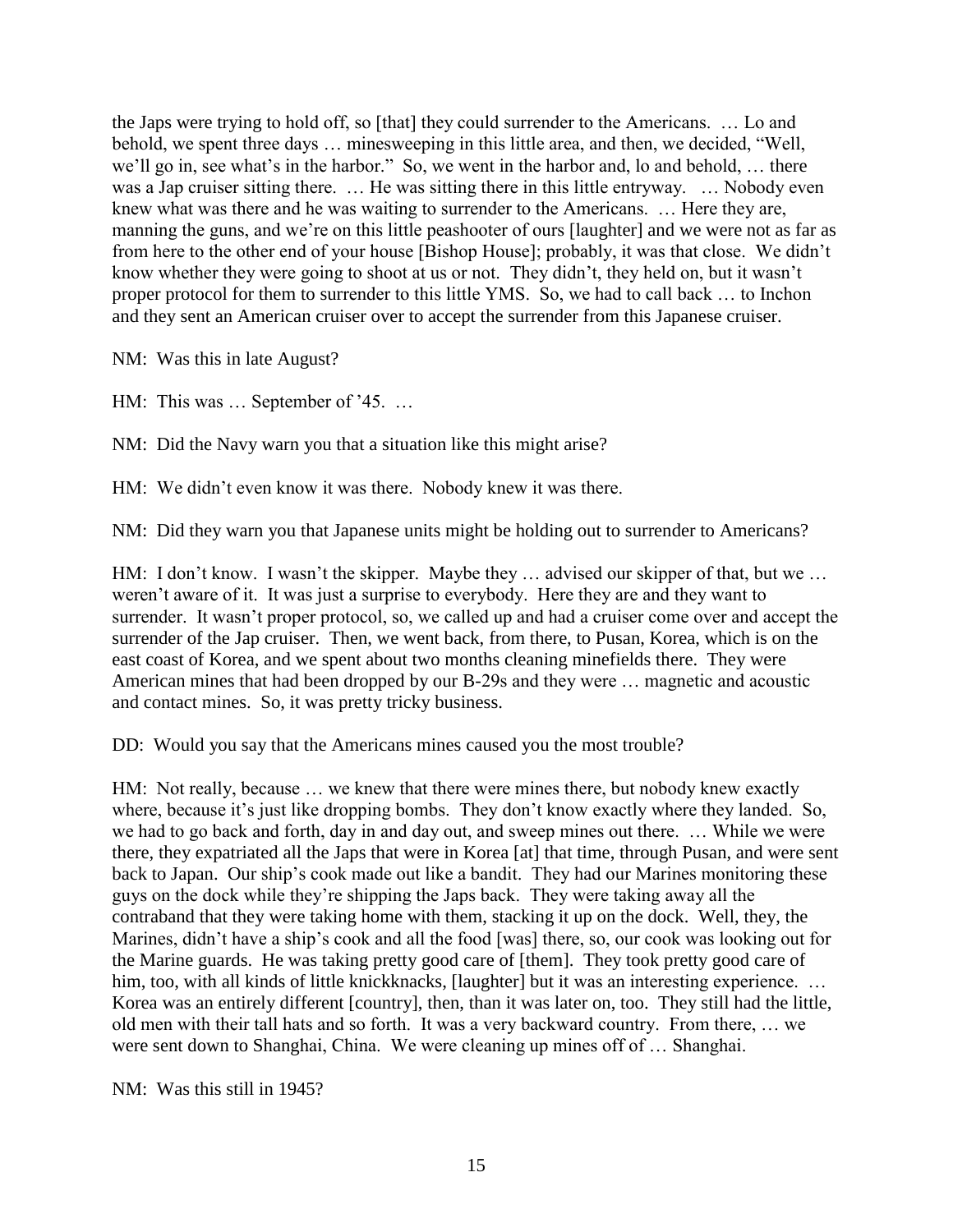the Japs were trying to hold off, so [that] they could surrender to the Americans. … Lo and behold, we spent three days … minesweeping in this little area, and then, we decided, "Well, we'll go in, see what's in the harbor." So, we went in the harbor and, lo and behold, … there was a Jap cruiser sitting there. … He was sitting there in this little entryway. … Nobody even knew what was there and he was waiting to surrender to the Americans. … Here they are, manning the guns, and we're on this little peashooter of ours [laughter] and we were not as far as from here to the other end of your house [Bishop House]; probably, it was that close. We didn't know whether they were going to shoot at us or not. They didn't, they held on, but it wasn't proper protocol for them to surrender to this little YMS. So, we had to call back … to Inchon and they sent an American cruiser over to accept the surrender from this Japanese cruiser.

NM: Was this in late August?

HM: This was … September of '45. …

NM: Did the Navy warn you that a situation like this might arise?

HM: We didn't even know it was there. Nobody knew it was there.

NM: Did they warn you that Japanese units might be holding out to surrender to Americans?

HM: I don't know. I wasn't the skipper. Maybe they … advised our skipper of that, but we … weren't aware of it. It was just a surprise to everybody. Here they are and they want to surrender. It wasn't proper protocol, so, we called up and had a cruiser come over and accept the surrender of the Jap cruiser. Then, we went back, from there, to Pusan, Korea, which is on the east coast of Korea, and we spent about two months cleaning minefields there. They were American mines that had been dropped by our B-29s and they were … magnetic and acoustic and contact mines. So, it was pretty tricky business.

DD: Would you say that the Americans mines caused you the most trouble?

HM: Not really, because … we knew that there were mines there, but nobody knew exactly where, because it's just like dropping bombs. They don't know exactly where they landed. So, we had to go back and forth, day in and day out, and sweep mines out there. … While we were there, they expatriated all the Japs that were in Korea [at] that time, through Pusan, and were sent back to Japan. Our ship's cook made out like a bandit. They had our Marines monitoring these guys on the dock while they're shipping the Japs back. They were taking away all the contraband that they were taking home with them, stacking it up on the dock. Well, they, the Marines, didn't have a ship's cook and all the food [was] there, so, our cook was looking out for the Marine guards. He was taking pretty good care of [them]. They took pretty good care of him, too, with all kinds of little knickknacks, [laughter] but it was an interesting experience. … Korea was an entirely different [country], then, than it was later on, too. They still had the little, old men with their tall hats and so forth. It was a very backward country. From there, … we were sent down to Shanghai, China. We were cleaning up mines off of … Shanghai.

NM: Was this still in 1945?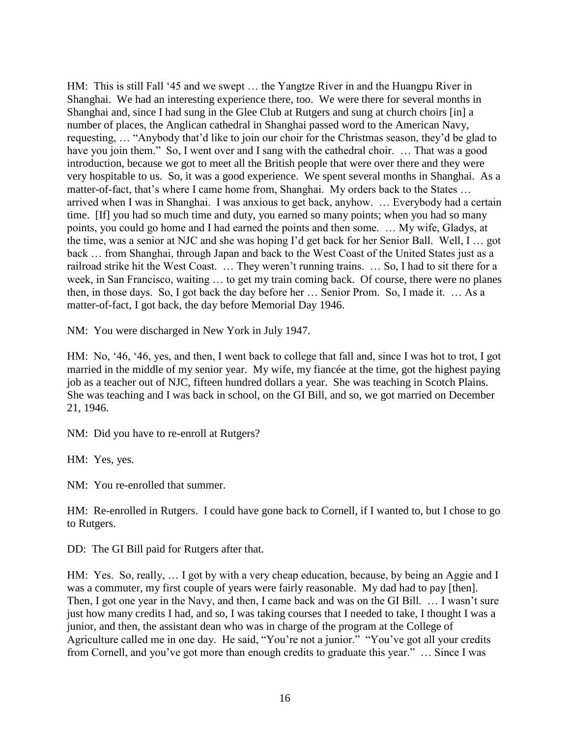HM: This is still Fall '45 and we swept … the Yangtze River in and the Huangpu River in Shanghai. We had an interesting experience there, too. We were there for several months in Shanghai and, since I had sung in the Glee Club at Rutgers and sung at church choirs [in] a number of places, the Anglican cathedral in Shanghai passed word to the American Navy, requesting, … "Anybody that'd like to join our choir for the Christmas season, they'd be glad to have you join them." So, I went over and I sang with the cathedral choir. … That was a good introduction, because we got to meet all the British people that were over there and they were very hospitable to us. So, it was a good experience. We spent several months in Shanghai. As a matter-of-fact, that's where I came home from, Shanghai. My orders back to the States … arrived when I was in Shanghai. I was anxious to get back, anyhow. … Everybody had a certain time. [If] you had so much time and duty, you earned so many points; when you had so many points, you could go home and I had earned the points and then some. … My wife, Gladys, at the time, was a senior at NJC and she was hoping I'd get back for her Senior Ball. Well, I … got back … from Shanghai, through Japan and back to the West Coast of the United States just as a railroad strike hit the West Coast. … They weren't running trains. … So, I had to sit there for a week, in San Francisco, waiting … to get my train coming back. Of course, there were no planes then, in those days. So, I got back the day before her … Senior Prom. So, I made it. … As a matter-of-fact, I got back, the day before Memorial Day 1946.

NM: You were discharged in New York in July 1947.

HM: No, '46, '46, yes, and then, I went back to college that fall and, since I was hot to trot, I got married in the middle of my senior year. My wife, my fiancée at the time, got the highest paying job as a teacher out of NJC, fifteen hundred dollars a year. She was teaching in Scotch Plains. She was teaching and I was back in school, on the GI Bill, and so, we got married on December 21, 1946.

NM: Did you have to re-enroll at Rutgers?

HM: Yes, yes.

NM: You re-enrolled that summer.

HM: Re-enrolled in Rutgers. I could have gone back to Cornell, if I wanted to, but I chose to go to Rutgers.

DD: The GI Bill paid for Rutgers after that.

HM: Yes. So, really, … I got by with a very cheap education, because, by being an Aggie and I was a commuter, my first couple of years were fairly reasonable. My dad had to pay [then]. Then, I got one year in the Navy, and then, I came back and was on the GI Bill. … I wasn't sure just how many credits I had, and so, I was taking courses that I needed to take, I thought I was a junior, and then, the assistant dean who was in charge of the program at the College of Agriculture called me in one day. He said, "You're not a junior." "You've got all your credits from Cornell, and you've got more than enough credits to graduate this year." … Since I was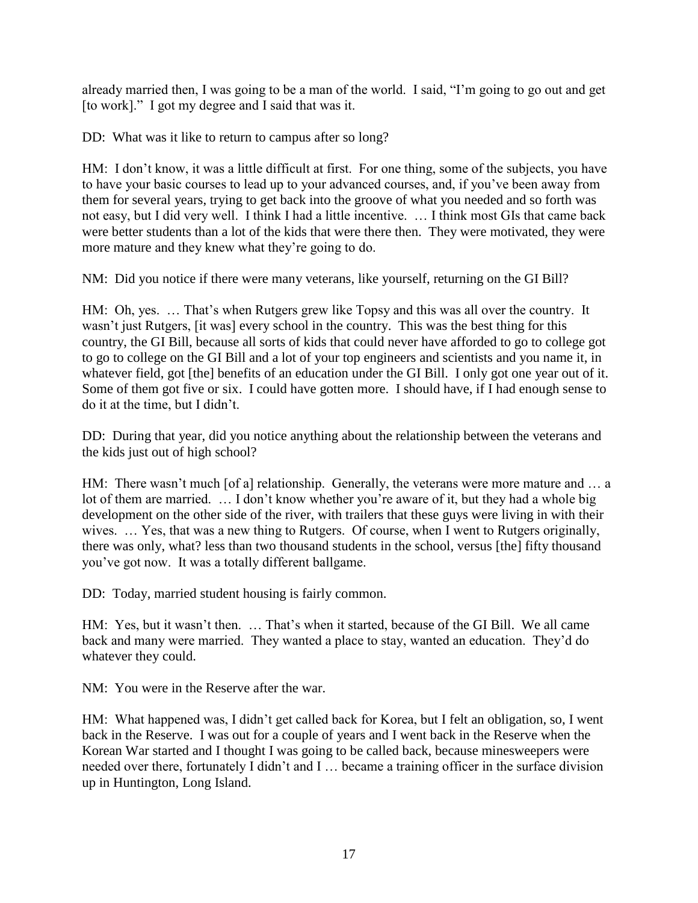already married then, I was going to be a man of the world. I said, "I'm going to go out and get [to work]." I got my degree and I said that was it.

DD: What was it like to return to campus after so long?

HM: I don't know, it was a little difficult at first. For one thing, some of the subjects, you have to have your basic courses to lead up to your advanced courses, and, if you've been away from them for several years, trying to get back into the groove of what you needed and so forth was not easy, but I did very well. I think I had a little incentive. … I think most GIs that came back were better students than a lot of the kids that were there then. They were motivated, they were more mature and they knew what they're going to do.

NM: Did you notice if there were many veterans, like yourself, returning on the GI Bill?

HM: Oh, yes. … That's when Rutgers grew like Topsy and this was all over the country. It wasn't just Rutgers, [it was] every school in the country. This was the best thing for this country, the GI Bill, because all sorts of kids that could never have afforded to go to college got to go to college on the GI Bill and a lot of your top engineers and scientists and you name it, in whatever field, got [the] benefits of an education under the GI Bill. I only got one year out of it. Some of them got five or six. I could have gotten more. I should have, if I had enough sense to do it at the time, but I didn't.

DD: During that year, did you notice anything about the relationship between the veterans and the kids just out of high school?

HM: There wasn't much [of a] relationship. Generally, the veterans were more mature and … a lot of them are married. … I don't know whether you're aware of it, but they had a whole big development on the other side of the river, with trailers that these guys were living in with their wives. … Yes, that was a new thing to Rutgers. Of course, when I went to Rutgers originally, there was only, what? less than two thousand students in the school, versus [the] fifty thousand you've got now. It was a totally different ballgame.

DD: Today, married student housing is fairly common.

HM: Yes, but it wasn't then. … That's when it started, because of the GI Bill. We all came back and many were married. They wanted a place to stay, wanted an education. They'd do whatever they could.

NM: You were in the Reserve after the war.

HM: What happened was, I didn't get called back for Korea, but I felt an obligation, so, I went back in the Reserve. I was out for a couple of years and I went back in the Reserve when the Korean War started and I thought I was going to be called back, because minesweepers were needed over there, fortunately I didn't and I … became a training officer in the surface division up in Huntington, Long Island.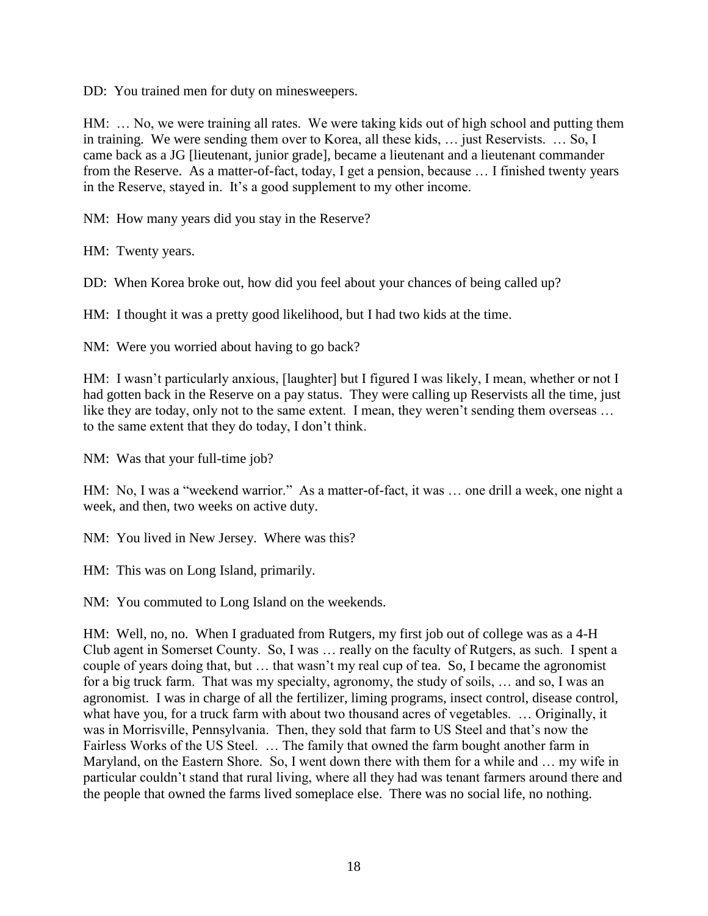DD: You trained men for duty on minesweepers.

HM: … No, we were training all rates. We were taking kids out of high school and putting them in training. We were sending them over to Korea, all these kids, … just Reservists. … So, I came back as a JG [lieutenant, junior grade], became a lieutenant and a lieutenant commander from the Reserve. As a matter-of-fact, today, I get a pension, because … I finished twenty years in the Reserve, stayed in. It's a good supplement to my other income.

NM: How many years did you stay in the Reserve?

HM: Twenty years.

DD: When Korea broke out, how did you feel about your chances of being called up?

HM: I thought it was a pretty good likelihood, but I had two kids at the time.

NM: Were you worried about having to go back?

HM: I wasn't particularly anxious, [laughter] but I figured I was likely, I mean, whether or not I had gotten back in the Reserve on a pay status. They were calling up Reservists all the time, just like they are today, only not to the same extent. I mean, they weren't sending them overseas … to the same extent that they do today, I don't think.

NM: Was that your full-time job?

HM: No, I was a "weekend warrior." As a matter-of-fact, it was … one drill a week, one night a week, and then, two weeks on active duty.

NM: You lived in New Jersey. Where was this?

HM: This was on Long Island, primarily.

NM: You commuted to Long Island on the weekends.

HM: Well, no, no. When I graduated from Rutgers, my first job out of college was as a 4-H Club agent in Somerset County. So, I was … really on the faculty of Rutgers, as such. I spent a couple of years doing that, but … that wasn't my real cup of tea. So, I became the agronomist for a big truck farm. That was my specialty, agronomy, the study of soils, … and so, I was an agronomist. I was in charge of all the fertilizer, liming programs, insect control, disease control, what have you, for a truck farm with about two thousand acres of vegetables. … Originally, it was in Morrisville, Pennsylvania. Then, they sold that farm to US Steel and that's now the Fairless Works of the US Steel. … The family that owned the farm bought another farm in Maryland, on the Eastern Shore. So, I went down there with them for a while and … my wife in particular couldn't stand that rural living, where all they had was tenant farmers around there and the people that owned the farms lived someplace else. There was no social life, no nothing.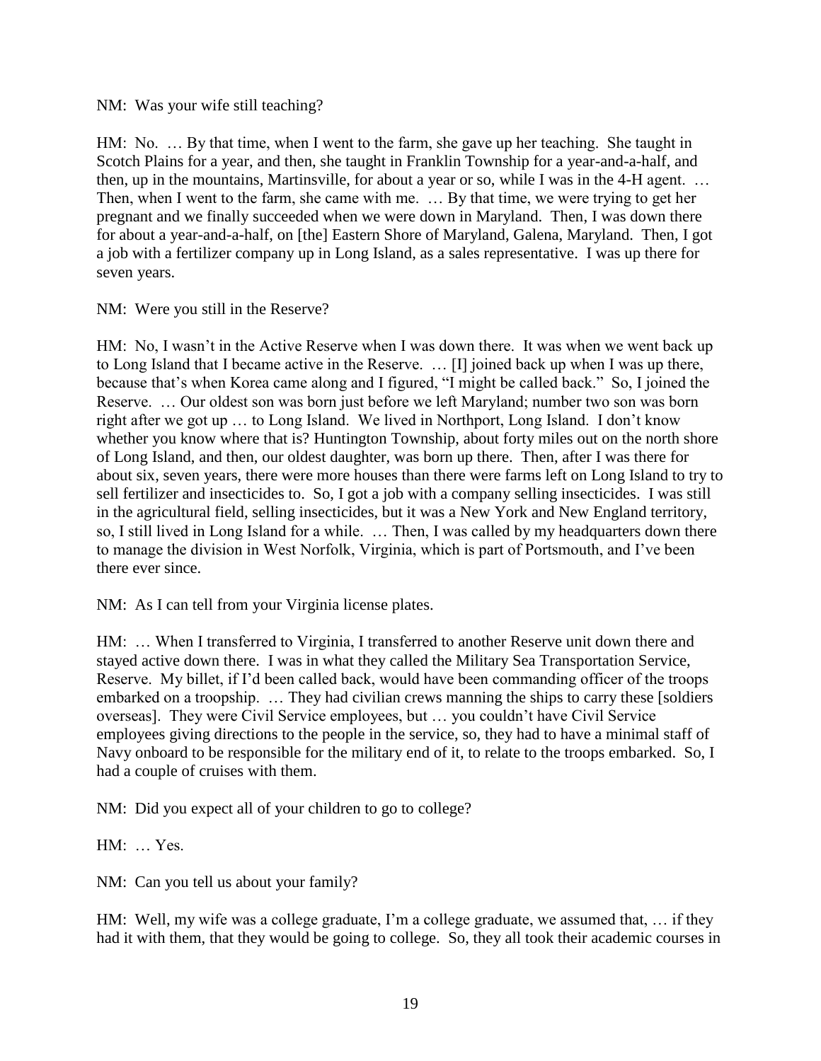NM: Was your wife still teaching?

HM: No. … By that time, when I went to the farm, she gave up her teaching. She taught in Scotch Plains for a year, and then, she taught in Franklin Township for a year-and-a-half, and then, up in the mountains, Martinsville, for about a year or so, while I was in the 4-H agent. … Then, when I went to the farm, she came with me. … By that time, we were trying to get her pregnant and we finally succeeded when we were down in Maryland. Then, I was down there for about a year-and-a-half, on [the] Eastern Shore of Maryland, Galena, Maryland. Then, I got a job with a fertilizer company up in Long Island, as a sales representative. I was up there for seven years.

NM: Were you still in the Reserve?

HM: No, I wasn't in the Active Reserve when I was down there. It was when we went back up to Long Island that I became active in the Reserve. … [I] joined back up when I was up there, because that's when Korea came along and I figured, "I might be called back." So, I joined the Reserve. … Our oldest son was born just before we left Maryland; number two son was born right after we got up … to Long Island. We lived in Northport, Long Island. I don't know whether you know where that is? Huntington Township, about forty miles out on the north shore of Long Island, and then, our oldest daughter, was born up there. Then, after I was there for about six, seven years, there were more houses than there were farms left on Long Island to try to sell fertilizer and insecticides to. So, I got a job with a company selling insecticides. I was still in the agricultural field, selling insecticides, but it was a New York and New England territory, so, I still lived in Long Island for a while. … Then, I was called by my headquarters down there to manage the division in West Norfolk, Virginia, which is part of Portsmouth, and I've been there ever since.

NM: As I can tell from your Virginia license plates.

HM: … When I transferred to Virginia, I transferred to another Reserve unit down there and stayed active down there. I was in what they called the Military Sea Transportation Service, Reserve. My billet, if I'd been called back, would have been commanding officer of the troops embarked on a troopship. … They had civilian crews manning the ships to carry these [soldiers overseas]. They were Civil Service employees, but … you couldn't have Civil Service employees giving directions to the people in the service, so, they had to have a minimal staff of Navy onboard to be responsible for the military end of it, to relate to the troops embarked. So, I had a couple of cruises with them.

NM: Did you expect all of your children to go to college?

HM: … Yes.

NM: Can you tell us about your family?

HM: Well, my wife was a college graduate, I'm a college graduate, we assumed that, … if they had it with them, that they would be going to college. So, they all took their academic courses in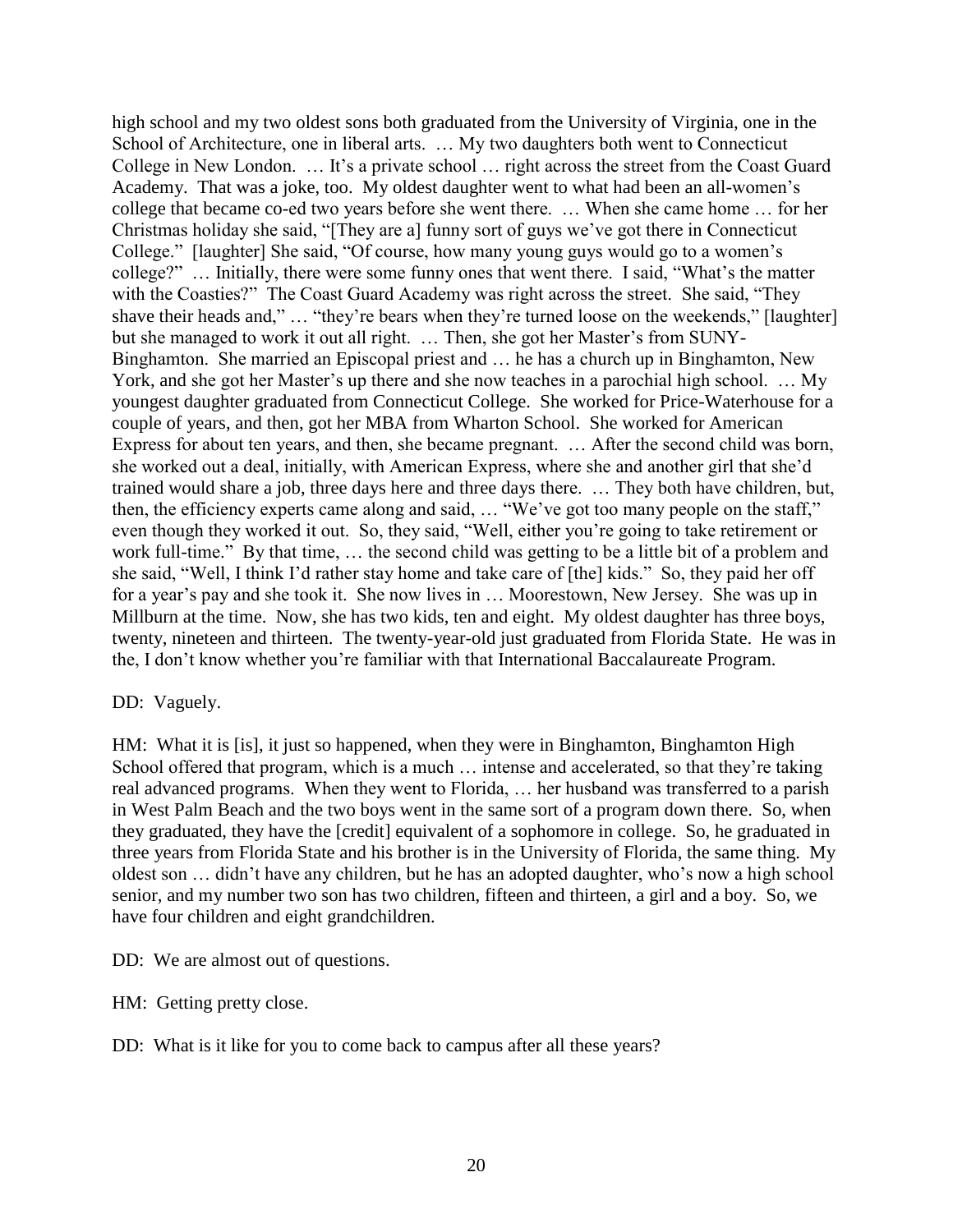high school and my two oldest sons both graduated from the University of Virginia, one in the School of Architecture, one in liberal arts. … My two daughters both went to Connecticut College in New London. … It's a private school … right across the street from the Coast Guard Academy. That was a joke, too. My oldest daughter went to what had been an all-women's college that became co-ed two years before she went there. … When she came home … for her Christmas holiday she said, "[They are a] funny sort of guys we've got there in Connecticut College." [laughter] She said, "Of course, how many young guys would go to a women's college?" … Initially, there were some funny ones that went there. I said, "What's the matter with the Coasties?" The Coast Guard Academy was right across the street. She said, "They shave their heads and," … "they're bears when they're turned loose on the weekends," [laughter] but she managed to work it out all right. … Then, she got her Master's from SUNY-Binghamton. She married an Episcopal priest and … he has a church up in Binghamton, New York, and she got her Master's up there and she now teaches in a parochial high school. … My youngest daughter graduated from Connecticut College. She worked for Price-Waterhouse for a couple of years, and then, got her MBA from Wharton School. She worked for American Express for about ten years, and then, she became pregnant. … After the second child was born, she worked out a deal, initially, with American Express, where she and another girl that she'd trained would share a job, three days here and three days there. … They both have children, but, then, the efficiency experts came along and said, … "We've got too many people on the staff," even though they worked it out. So, they said, "Well, either you're going to take retirement or work full-time." By that time, … the second child was getting to be a little bit of a problem and she said, "Well, I think I'd rather stay home and take care of [the] kids." So, they paid her off for a year's pay and she took it. She now lives in … Moorestown, New Jersey. She was up in Millburn at the time. Now, she has two kids, ten and eight. My oldest daughter has three boys, twenty, nineteen and thirteen. The twenty-year-old just graduated from Florida State. He was in the, I don't know whether you're familiar with that International Baccalaureate Program.

DD: Vaguely.

HM: What it is [is], it just so happened, when they were in Binghamton, Binghamton High School offered that program, which is a much … intense and accelerated, so that they're taking real advanced programs. When they went to Florida, … her husband was transferred to a parish in West Palm Beach and the two boys went in the same sort of a program down there. So, when they graduated, they have the [credit] equivalent of a sophomore in college. So, he graduated in three years from Florida State and his brother is in the University of Florida, the same thing. My oldest son … didn't have any children, but he has an adopted daughter, who's now a high school senior, and my number two son has two children, fifteen and thirteen, a girl and a boy. So, we have four children and eight grandchildren.

DD: We are almost out of questions.

HM: Getting pretty close.

DD: What is it like for you to come back to campus after all these years?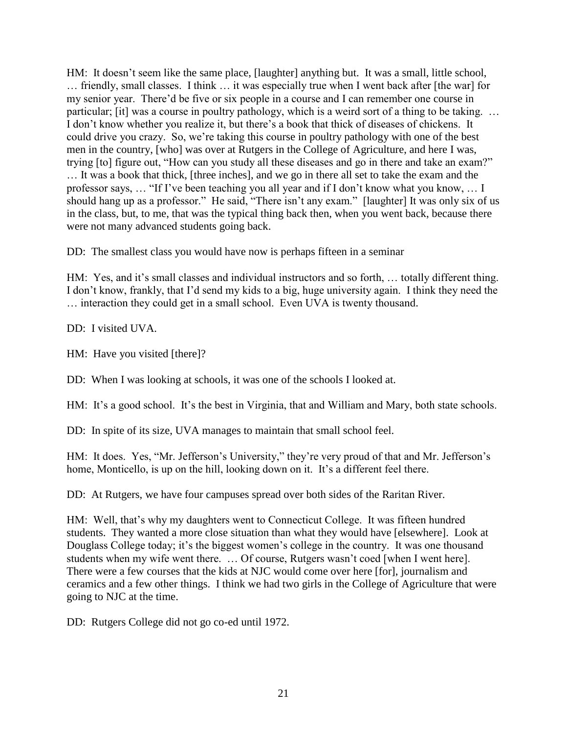HM: It doesn't seem like the same place, [laughter] anything but. It was a small, little school, … friendly, small classes. I think … it was especially true when I went back after [the war] for my senior year. There'd be five or six people in a course and I can remember one course in particular; [it] was a course in poultry pathology, which is a weird sort of a thing to be taking. … I don't know whether you realize it, but there's a book that thick of diseases of chickens. It could drive you crazy. So, we're taking this course in poultry pathology with one of the best men in the country, [who] was over at Rutgers in the College of Agriculture, and here I was, trying [to] figure out, "How can you study all these diseases and go in there and take an exam?" … It was a book that thick, [three inches], and we go in there all set to take the exam and the professor says, … "If I've been teaching you all year and if I don't know what you know, … I should hang up as a professor." He said, "There isn't any exam." [laughter] It was only six of us in the class, but, to me, that was the typical thing back then, when you went back, because there were not many advanced students going back.

DD: The smallest class you would have now is perhaps fifteen in a seminar

HM: Yes, and it's small classes and individual instructors and so forth, … totally different thing. I don't know, frankly, that I'd send my kids to a big, huge university again. I think they need the … interaction they could get in a small school. Even UVA is twenty thousand.

DD: I visited UVA.

HM: Have you visited [there]?

DD: When I was looking at schools, it was one of the schools I looked at.

HM: It's a good school. It's the best in Virginia, that and William and Mary, both state schools.

DD: In spite of its size, UVA manages to maintain that small school feel.

HM: It does. Yes, "Mr. Jefferson's University," they're very proud of that and Mr. Jefferson's home, Monticello, is up on the hill, looking down on it. It's a different feel there.

DD: At Rutgers, we have four campuses spread over both sides of the Raritan River.

HM: Well, that's why my daughters went to Connecticut College. It was fifteen hundred students. They wanted a more close situation than what they would have [elsewhere]. Look at Douglass College today; it's the biggest women's college in the country. It was one thousand students when my wife went there. … Of course, Rutgers wasn't coed [when I went here]. There were a few courses that the kids at NJC would come over here [for], journalism and ceramics and a few other things. I think we had two girls in the College of Agriculture that were going to NJC at the time.

DD: Rutgers College did not go co-ed until 1972.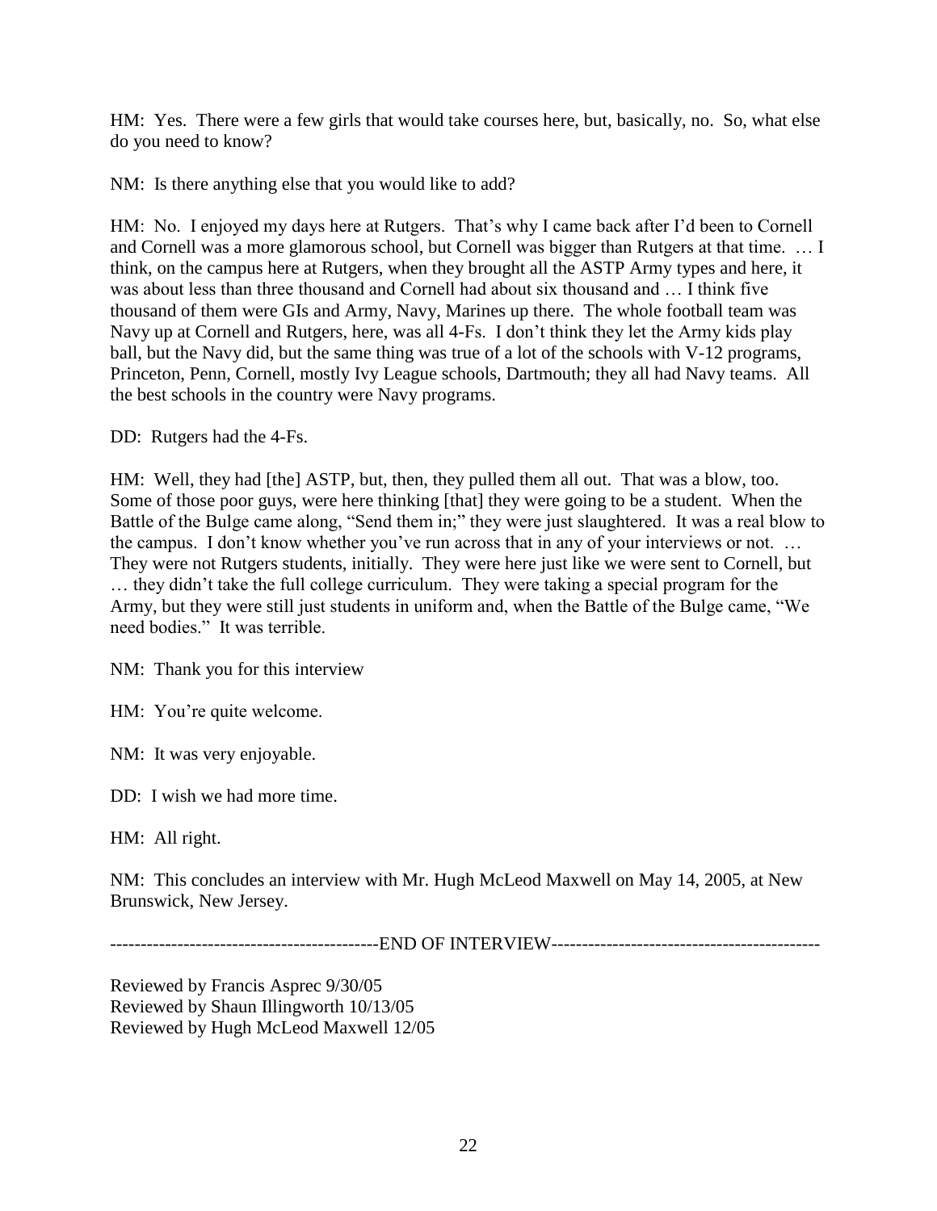HM: Yes. There were a few girls that would take courses here, but, basically, no. So, what else do you need to know?

NM: Is there anything else that you would like to add?

HM: No. I enjoyed my days here at Rutgers. That's why I came back after I'd been to Cornell and Cornell was a more glamorous school, but Cornell was bigger than Rutgers at that time. … I think, on the campus here at Rutgers, when they brought all the ASTP Army types and here, it was about less than three thousand and Cornell had about six thousand and … I think five thousand of them were GIs and Army, Navy, Marines up there. The whole football team was Navy up at Cornell and Rutgers, here, was all 4-Fs. I don't think they let the Army kids play ball, but the Navy did, but the same thing was true of a lot of the schools with V-12 programs, Princeton, Penn, Cornell, mostly Ivy League schools, Dartmouth; they all had Navy teams. All the best schools in the country were Navy programs.

DD: Rutgers had the 4-Fs.

HM: Well, they had [the] ASTP, but, then, they pulled them all out. That was a blow, too. Some of those poor guys, were here thinking [that] they were going to be a student. When the Battle of the Bulge came along, "Send them in;" they were just slaughtered. It was a real blow to the campus. I don't know whether you've run across that in any of your interviews or not. … They were not Rutgers students, initially. They were here just like we were sent to Cornell, but … they didn't take the full college curriculum. They were taking a special program for the Army, but they were still just students in uniform and, when the Battle of the Bulge came, "We need bodies." It was terrible.

NM: Thank you for this interview

HM: You're quite welcome.

NM: It was very enjoyable.

DD: I wish we had more time.

HM: All right.

NM: This concludes an interview with Mr. Hugh McLeod Maxwell on May 14, 2005, at New Brunswick, New Jersey.

-------------------------------------------END OF INTERVIEW-------------------------------------------

Reviewed by Francis Asprec 9/30/05
Reviewed by Shaun Illingworth 10/13/05
Reviewed by Hugh McLeod Maxwell 12/05